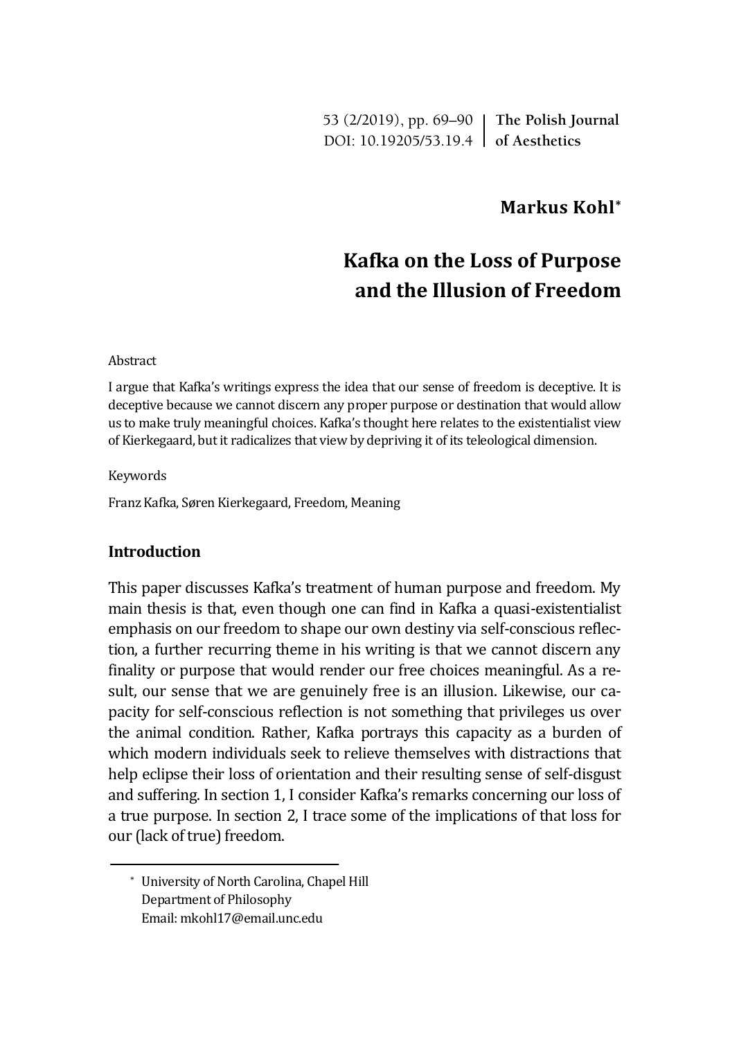**Markus Kohl**[*]

# Kafka on the Loss of Purpose and the Illusion of Freedom

Abstract

I argue that Kafka's writings express the idea that our sense of freedom is deceptive. It is deceptive because we cannot discern any proper purpose or destination that would allow us to make truly meaningful choices. Kafka's thought here relates to the existentialist view of Kierkegaard, but it radicalizes that view by depriving it of its teleological dimension.

Keywords

Franz Kafka, Søren Kierkegaard, Freedom, Meaning

## Introduction

This paper discusses Kafka's treatment of human purpose and freedom. My main thesis is that, even though one can find in Kafka a quasi-existentialist emphasis on our freedom to shape our own destiny via self-conscious reflection, a further recurring theme in his writing is that we cannot discern any finality or purpose that would render our free choices meaningful. As a result, our sense that we are genuinely free is an illusion. Likewise, our capacity for self-conscious reflection is not something that privileges us over the animal condition. Rather, Kafka portrays this capacity as a burden of which modern individuals seek to relieve themselves with distractions that help eclipse their loss of orientation and their resulting sense of self-disgust and suffering. In section 1, I consider Kafka's remarks concerning our loss of a true purpose. In section 2, I trace some of the implications of that loss for our (lack of true) freedom.

[*] University of North Carolina, Chapel Hill
Department of Philosophy
Email: mkohl17@email.unc.edu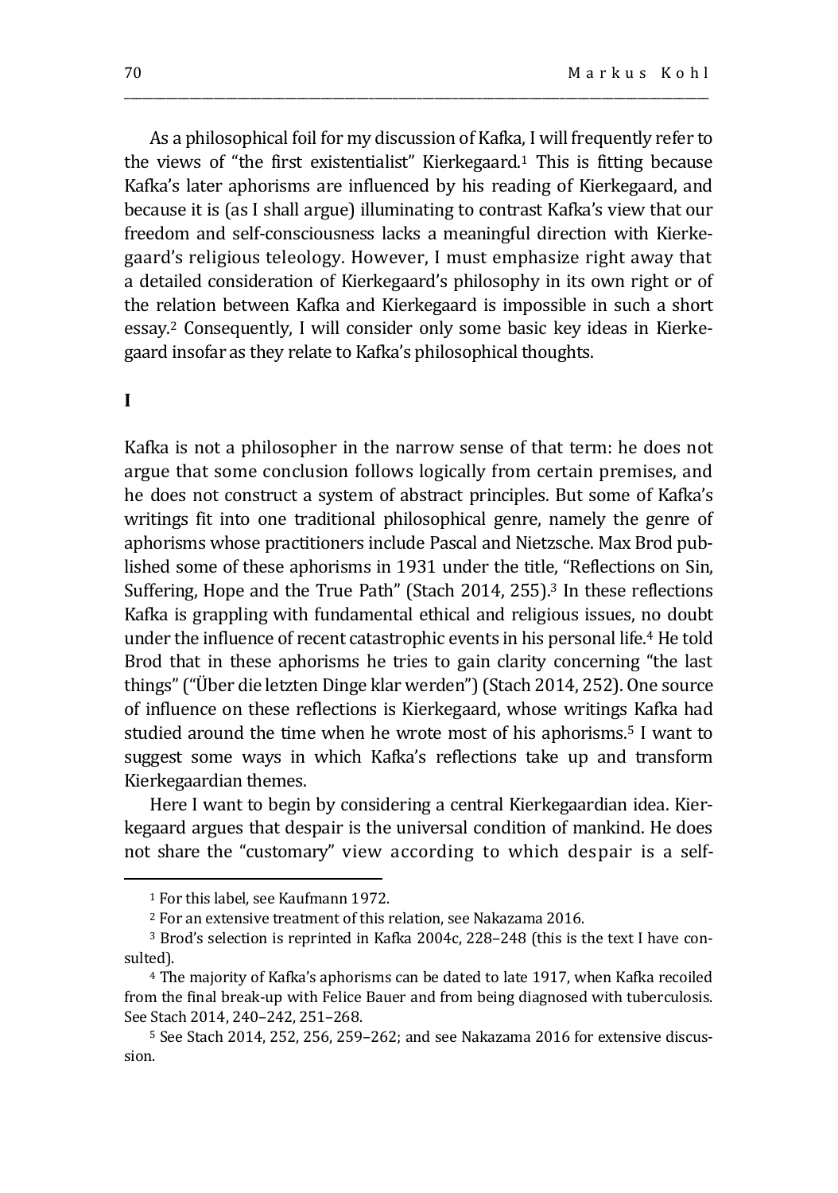As a philosophical foil for my discussion of Kafka, I will frequently refer to the views of "the first existentialist" Kierkegaard.[1] This is fitting because Kafka's later aphorisms are influenced by his reading of Kierkegaard, and because it is (as I shall argue) illuminating to contrast Kafka's view that our freedom and self-consciousness lacks a meaningful direction with Kierkegaard's religious teleology. However, I must emphasize right away that a detailed consideration of Kierkegaard's philosophy in its own right or of the relation between Kafka and Kierkegaard is impossible in such a short essay.[2] Consequently, I will consider only some basic key ideas in Kierkegaard insofar as they relate to Kafka's philosophical thoughts.

## I

Kafka is not a philosopher in the narrow sense of that term: he does not argue that some conclusion follows logically from certain premises, and he does not construct a system of abstract principles. But some of Kafka's writings fit into one traditional philosophical genre, namely the genre of aphorisms whose practitioners include Pascal and Nietzsche. Max Brod published some of these aphorisms in 1931 under the title, "Reflections on Sin, Suffering, Hope and the True Path" (Stach 2014, 255).[3] In these reflections Kafka is grappling with fundamental ethical and religious issues, no doubt under the influence of recent catastrophic events in his personal life.[4] He told Brod that in these aphorisms he tries to gain clarity concerning "the last things" ("Über die letzten Dinge klar werden") (Stach 2014, 252). One source of influence on these reflections is Kierkegaard, whose writings Kafka had studied around the time when he wrote most of his aphorisms.[5] I want to suggest some ways in which Kafka's reflections take up and transform Kierkegaardian themes.

Here I want to begin by considering a central Kierkegaardian idea. Kierkegaard argues that despair is the universal condition of mankind. He does not share the "customary" view according to which despair is a self-

---

[1] For this label, see Kaufmann 1972.

[2] For an extensive treatment of this relation, see Nakazama 2016.

[3] Brod's selection is reprinted in Kafka 2004c, 228–248 (this is the text I have consulted).

[4] The majority of Kafka's aphorisms can be dated to late 1917, when Kafka recoiled from the final break-up with Felice Bauer and from being diagnosed with tuberculosis. See Stach 2014, 240–242, 251–268.

[5] See Stach 2014, 252, 256, 259–262; and see Nakazama 2016 for extensive discussion.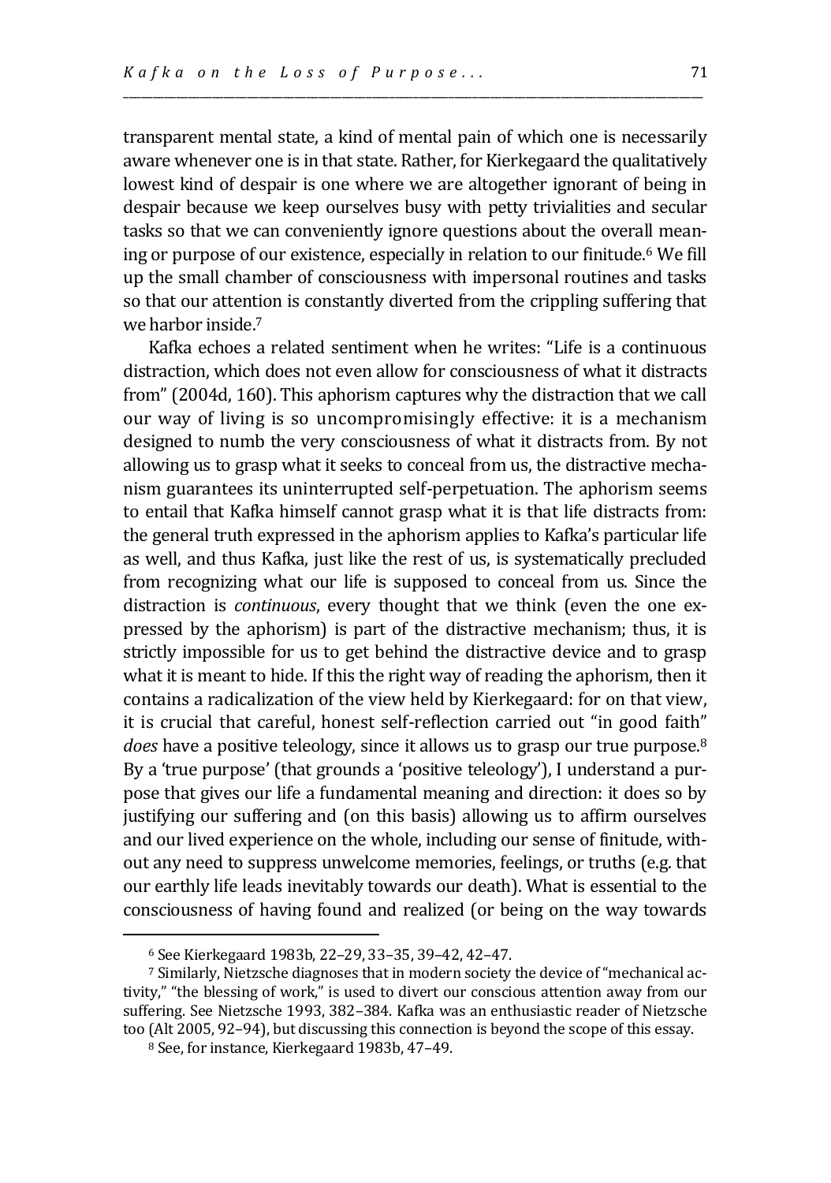transparent mental state, a kind of mental pain of which one is necessarily aware whenever one is in that state. Rather, for Kierkegaard the qualitatively lowest kind of despair is one where we are altogether ignorant of being in despair because we keep ourselves busy with petty trivialities and secular tasks so that we can conveniently ignore questions about the overall meaning or purpose of our existence, especially in relation to our finitude.[6] We fill up the small chamber of consciousness with impersonal routines and tasks so that our attention is constantly diverted from the crippling suffering that we harbor inside.[7]

Kafka echoes a related sentiment when he writes: "Life is a continuous distraction, which does not even allow for consciousness of what it distracts from" (2004d, 160). This aphorism captures why the distraction that we call our way of living is so uncompromisingly effective: it is a mechanism designed to numb the very consciousness of what it distracts from. By not allowing us to grasp what it seeks to conceal from us, the distractive mechanism guarantees its uninterrupted self-perpetuation. The aphorism seems to entail that Kafka himself cannot grasp what it is that life distracts from: the general truth expressed in the aphorism applies to Kafka's particular life as well, and thus Kafka, just like the rest of us, is systematically precluded from recognizing what our life is supposed to conceal from us. Since the distraction is *continuous*, every thought that we think (even the one expressed by the aphorism) is part of the distractive mechanism; thus, it is strictly impossible for us to get behind the distractive device and to grasp what it is meant to hide. If this the right way of reading the aphorism, then it contains a radicalization of the view held by Kierkegaard: for on that view, it is crucial that careful, honest self-reflection carried out "in good faith" *does* have a positive teleology, since it allows us to grasp our true purpose.[8] By a 'true purpose' (that grounds a 'positive teleology'), I understand a purpose that gives our life a fundamental meaning and direction: it does so by justifying our suffering and (on this basis) allowing us to affirm ourselves and our lived experience on the whole, including our sense of finitude, without any need to suppress unwelcome memories, feelings, or truths (e.g. that our earthly life leads inevitably towards our death). What is essential to the consciousness of having found and realized (or being on the way towards

---

[6] See Kierkegaard 1983b, 22–29, 33–35, 39–42, 42–47.

[7] Similarly, Nietzsche diagnoses that in modern society the device of "mechanical activity," "the blessing of work," is used to divert our conscious attention away from our suffering. See Nietzsche 1993, 382–384. Kafka was an enthusiastic reader of Nietzsche too (Alt 2005, 92–94), but discussing this connection is beyond the scope of this essay.

[8] See, for instance, Kierkegaard 1983b, 47–49.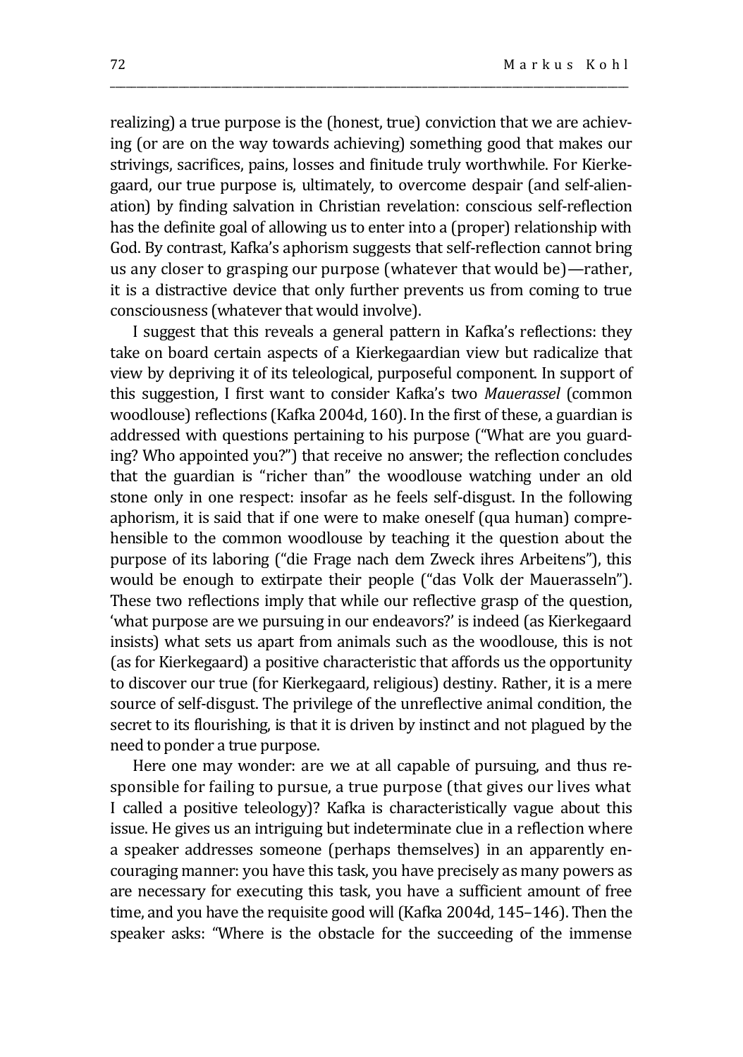realizing) a true purpose is the (honest, true) conviction that we are achieving (or are on the way towards achieving) something good that makes our strivings, sacrifices, pains, losses and finitude truly worthwhile. For Kierkegaard, our true purpose is, ultimately, to overcome despair (and self-alienation) by finding salvation in Christian revelation: conscious self-reflection has the definite goal of allowing us to enter into a (proper) relationship with God. By contrast, Kafka's aphorism suggests that self-reflection cannot bring us any closer to grasping our purpose (whatever that would be)—rather, it is a distractive device that only further prevents us from coming to true consciousness (whatever that would involve).

I suggest that this reveals a general pattern in Kafka's reflections: they take on board certain aspects of a Kierkegaardian view but radicalize that view by depriving it of its teleological, purposeful component. In support of this suggestion, I first want to consider Kafka's two *Mauerassel* (common woodlouse) reflections (Kafka 2004d, 160). In the first of these, a guardian is addressed with questions pertaining to his purpose ("What are you guarding? Who appointed you?") that receive no answer; the reflection concludes that the guardian is "richer than" the woodlouse watching under an old stone only in one respect: insofar as he feels self-disgust. In the following aphorism, it is said that if one were to make oneself (qua human) comprehensible to the common woodlouse by teaching it the question about the purpose of its laboring ("die Frage nach dem Zweck ihres Arbeitens"), this would be enough to extirpate their people ("das Volk der Mauerasseln"). These two reflections imply that while our reflective grasp of the question, 'what purpose are we pursuing in our endeavors?' is indeed (as Kierkegaard insists) what sets us apart from animals such as the woodlouse, this is not (as for Kierkegaard) a positive characteristic that affords us the opportunity to discover our true (for Kierkegaard, religious) destiny. Rather, it is a mere source of self-disgust. The privilege of the unreflective animal condition, the secret to its flourishing, is that it is driven by instinct and not plagued by the need to ponder a true purpose.

Here one may wonder: are we at all capable of pursuing, and thus responsible for failing to pursue, a true purpose (that gives our lives what I called a positive teleology)? Kafka is characteristically vague about this issue. He gives us an intriguing but indeterminate clue in a reflection where a speaker addresses someone (perhaps themselves) in an apparently encouraging manner: you have this task, you have precisely as many powers as are necessary for executing this task, you have a sufficient amount of free time, and you have the requisite good will (Kafka 2004d, 145–146). Then the speaker asks: "Where is the obstacle for the succeeding of the immense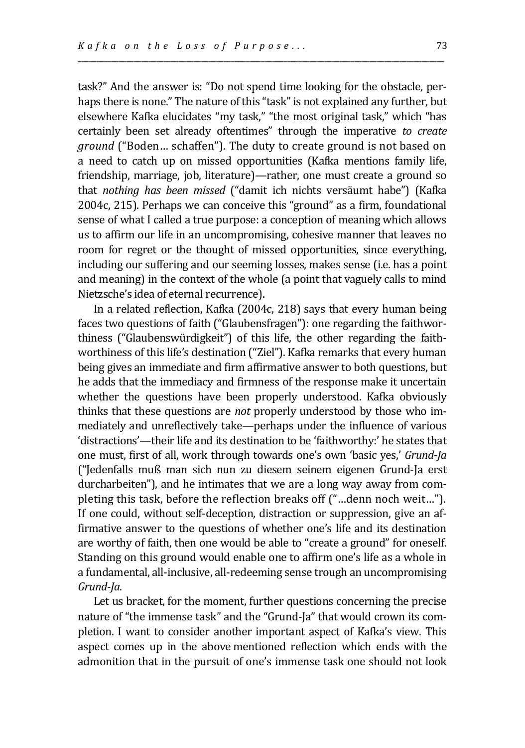task?" And the answer is: "Do not spend time looking for the obstacle, perhaps there is none." The nature of this "task" is not explained any further, but elsewhere Kafka elucidates "my task," "the most original task," which "has certainly been set already oftentimes" through the imperative *to create ground* ("Boden… schaffen"). The duty to create ground is not based on a need to catch up on missed opportunities (Kafka mentions family life, friendship, marriage, job, literature)—rather, one must create a ground so that *nothing has been missed* ("damit ich nichts versäumt habe") (Kafka 2004c, 215). Perhaps we can conceive this "ground" as a firm, foundational sense of what I called a true purpose: a conception of meaning which allows us to affirm our life in an uncompromising, cohesive manner that leaves no room for regret or the thought of missed opportunities, since everything, including our suffering and our seeming losses, makes sense (i.e. has a point and meaning) in the context of the whole (a point that vaguely calls to mind Nietzsche's idea of eternal recurrence).

In a related reflection, Kafka (2004c, 218) says that every human being faces two questions of faith ("Glaubensfragen"): one regarding the faithworthiness ("Glaubenswürdigkeit") of this life, the other regarding the faithworthiness of this life's destination ("Ziel"). Kafka remarks that every human being gives an immediate and firm affirmative answer to both questions, but he adds that the immediacy and firmness of the response make it uncertain whether the questions have been properly understood. Kafka obviously thinks that these questions are *not* properly understood by those who immediately and unreflectively take—perhaps under the influence of various 'distractions'—their life and its destination to be 'faithworthy:' he states that one must, first of all, work through towards one's own 'basic yes,' *Grund-Ja* ("Jedenfalls muß man sich nun zu diesem seinem eigenen Grund-Ja erst durcharbeiten"), and he intimates that we are a long way away from completing this task, before the reflection breaks off ("…denn noch weit…"). If one could, without self-deception, distraction or suppression, give an affirmative answer to the questions of whether one's life and its destination are worthy of faith, then one would be able to "create a ground" for oneself. Standing on this ground would enable one to affirm one's life as a whole in a fundamental, all-inclusive, all-redeeming sense trough an uncompromising *Grund-Ja*.

Let us bracket, for the moment, further questions concerning the precise nature of "the immense task" and the "Grund-Ja" that would crown its completion. I want to consider another important aspect of Kafka's view. This aspect comes up in the above mentioned reflection which ends with the admonition that in the pursuit of one's immense task one should not look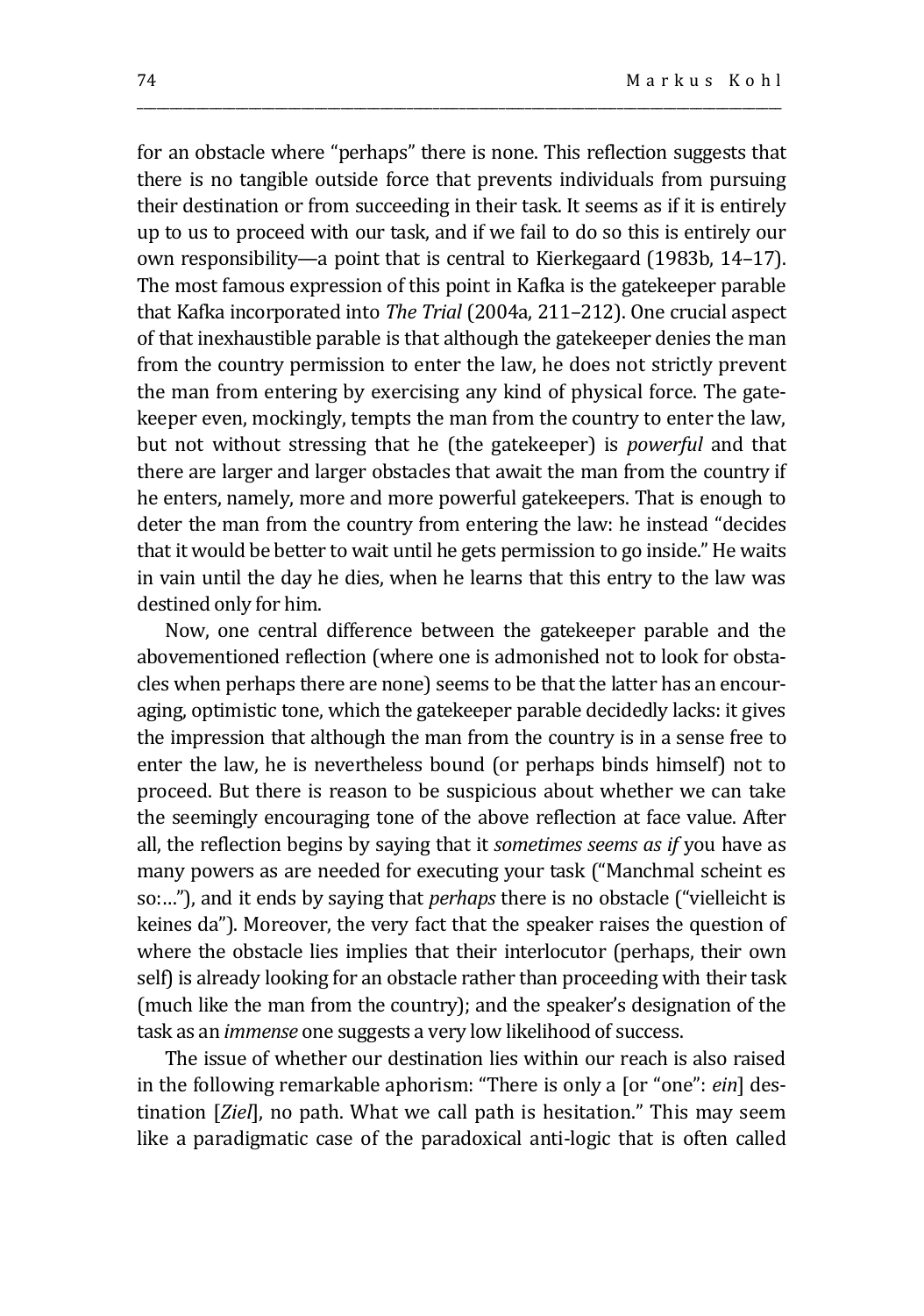for an obstacle where "perhaps" there is none. This reflection suggests that there is no tangible outside force that prevents individuals from pursuing their destination or from succeeding in their task. It seems as if it is entirely up to us to proceed with our task, and if we fail to do so this is entirely our own responsibility—a point that is central to Kierkegaard (1983b, 14–17). The most famous expression of this point in Kafka is the gatekeeper parable that Kafka incorporated into *The Trial* (2004a, 211–212). One crucial aspect of that inexhaustible parable is that although the gatekeeper denies the man from the country permission to enter the law, he does not strictly prevent the man from entering by exercising any kind of physical force. The gatekeeper even, mockingly, tempts the man from the country to enter the law, but not without stressing that he (the gatekeeper) is *powerful* and that there are larger and larger obstacles that await the man from the country if he enters, namely, more and more powerful gatekeepers. That is enough to deter the man from the country from entering the law: he instead "decides that it would be better to wait until he gets permission to go inside." He waits in vain until the day he dies, when he learns that this entry to the law was destined only for him.

Now, one central difference between the gatekeeper parable and the abovementioned reflection (where one is admonished not to look for obstacles when perhaps there are none) seems to be that the latter has an encouraging, optimistic tone, which the gatekeeper parable decidedly lacks: it gives the impression that although the man from the country is in a sense free to enter the law, he is nevertheless bound (or perhaps binds himself) not to proceed. But there is reason to be suspicious about whether we can take the seemingly encouraging tone of the above reflection at face value. After all, the reflection begins by saying that it *sometimes seems as if* you have as many powers as are needed for executing your task ("Manchmal scheint es so:…"), and it ends by saying that *perhaps* there is no obstacle ("vielleicht is keines da"). Moreover, the very fact that the speaker raises the question of where the obstacle lies implies that their interlocutor (perhaps, their own self) is already looking for an obstacle rather than proceeding with their task (much like the man from the country); and the speaker's designation of the task as an *immense* one suggests a very low likelihood of success.

The issue of whether our destination lies within our reach is also raised in the following remarkable aphorism: "There is only a [or "one": *ein*] destination [*Ziel*], no path. What we call path is hesitation." This may seem like a paradigmatic case of the paradoxical anti-logic that is often called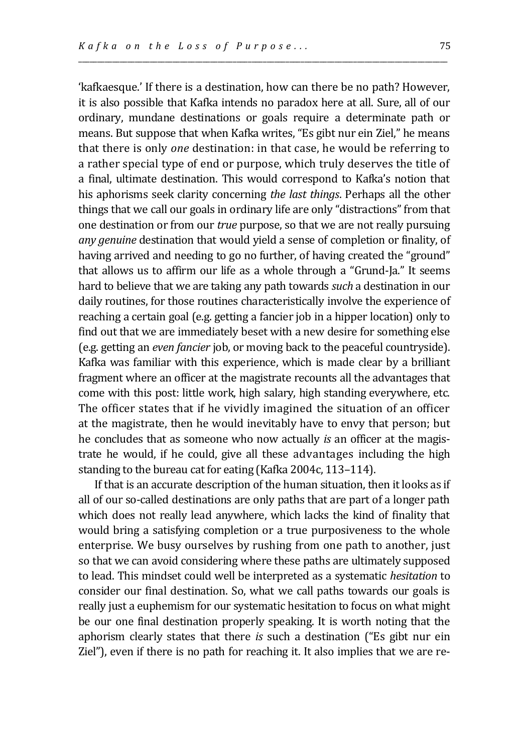'kafkaesque.' If there is a destination, how can there be no path? However, it is also possible that Kafka intends no paradox here at all. Sure, all of our ordinary, mundane destinations or goals require a determinate path or means. But suppose that when Kafka writes, "Es gibt nur ein Ziel," he means that there is only *one* destination: in that case, he would be referring to a rather special type of end or purpose, which truly deserves the title of a final, ultimate destination. This would correspond to Kafka's notion that his aphorisms seek clarity concerning *the last things*. Perhaps all the other things that we call our goals in ordinary life are only "distractions" from that one destination or from our *true* purpose, so that we are not really pursuing *any genuine* destination that would yield a sense of completion or finality, of having arrived and needing to go no further, of having created the "ground" that allows us to affirm our life as a whole through a "Grund-Ja." It seems hard to believe that we are taking any path towards *such* a destination in our daily routines, for those routines characteristically involve the experience of reaching a certain goal (e.g. getting a fancier job in a hipper location) only to find out that we are immediately beset with a new desire for something else (e.g. getting an *even fancier* job, or moving back to the peaceful countryside). Kafka was familiar with this experience, which is made clear by a brilliant fragment where an officer at the magistrate recounts all the advantages that come with this post: little work, high salary, high standing everywhere, etc. The officer states that if he vividly imagined the situation of an officer at the magistrate, then he would inevitably have to envy that person; but he concludes that as someone who now actually *is* an officer at the magistrate he would, if he could, give all these advantages including the high standing to the bureau cat for eating (Kafka 2004c, 113–114).

If that is an accurate description of the human situation, then it looks as if all of our so-called destinations are only paths that are part of a longer path which does not really lead anywhere, which lacks the kind of finality that would bring a satisfying completion or a true purposiveness to the whole enterprise. We busy ourselves by rushing from one path to another, just so that we can avoid considering where these paths are ultimately supposed to lead. This mindset could well be interpreted as a systematic *hesitation* to consider our final destination. So, what we call paths towards our goals is really just a euphemism for our systematic hesitation to focus on what might be our one final destination properly speaking. It is worth noting that the aphorism clearly states that there *is* such a destination ("Es gibt nur ein Ziel"), even if there is no path for reaching it. It also implies that we are re-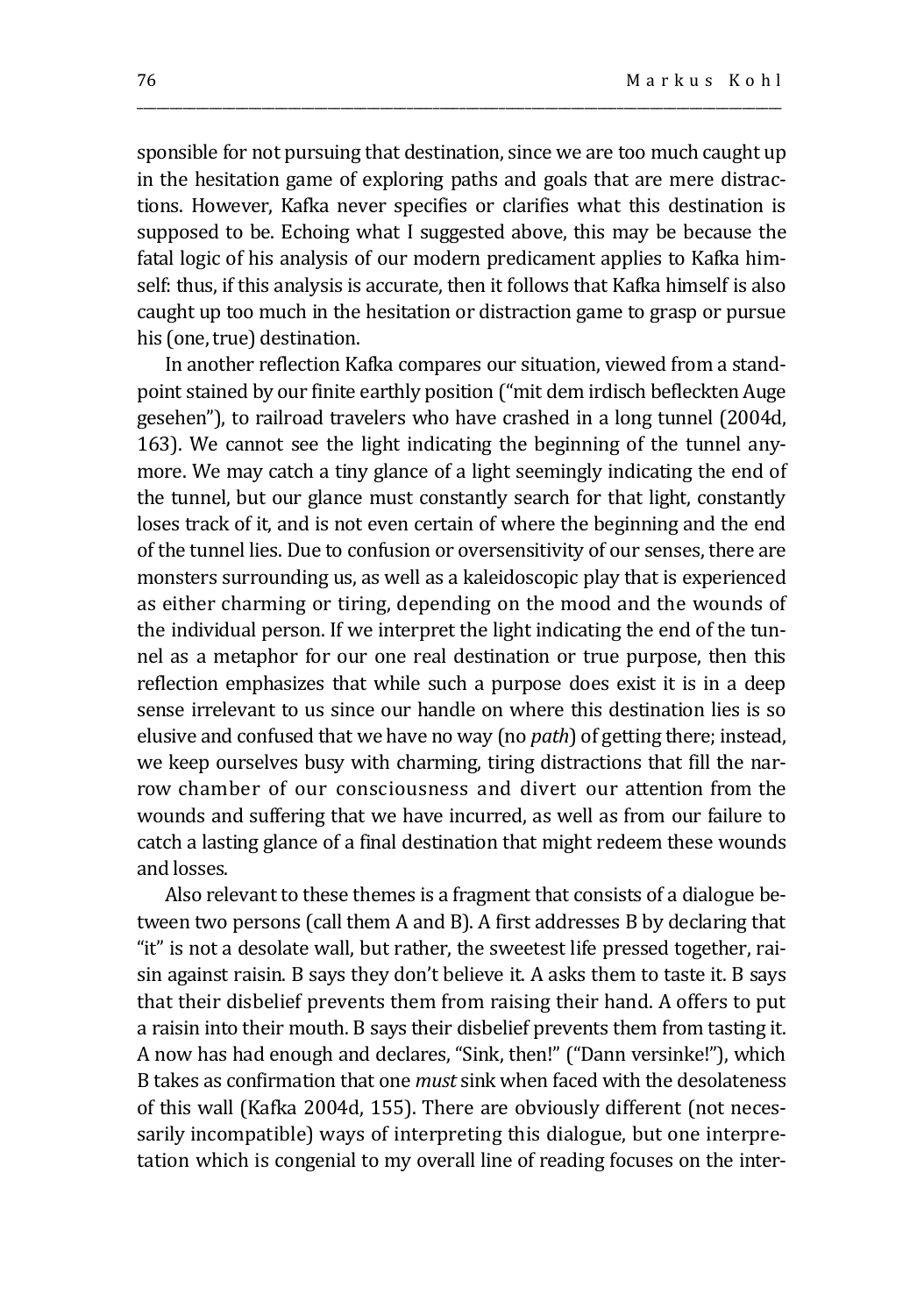sponsible for not pursuing that destination, since we are too much caught up in the hesitation game of exploring paths and goals that are mere distractions. However, Kafka never specifies or clarifies what this destination is supposed to be. Echoing what I suggested above, this may be because the fatal logic of his analysis of our modern predicament applies to Kafka himself: thus, if this analysis is accurate, then it follows that Kafka himself is also caught up too much in the hesitation or distraction game to grasp or pursue his (one, true) destination.

In another reflection Kafka compares our situation, viewed from a standpoint stained by our finite earthly position ("mit dem irdisch befleckten Auge gesehen"), to railroad travelers who have crashed in a long tunnel (2004d, 163). We cannot see the light indicating the beginning of the tunnel anymore. We may catch a tiny glance of a light seemingly indicating the end of the tunnel, but our glance must constantly search for that light, constantly loses track of it, and is not even certain of where the beginning and the end of the tunnel lies. Due to confusion or oversensitivity of our senses, there are monsters surrounding us, as well as a kaleidoscopic play that is experienced as either charming or tiring, depending on the mood and the wounds of the individual person. If we interpret the light indicating the end of the tunnel as a metaphor for our one real destination or true purpose, then this reflection emphasizes that while such a purpose does exist it is in a deep sense irrelevant to us since our handle on where this destination lies is so elusive and confused that we have no way (no *path*) of getting there; instead, we keep ourselves busy with charming, tiring distractions that fill the narrow chamber of our consciousness and divert our attention from the wounds and suffering that we have incurred, as well as from our failure to catch a lasting glance of a final destination that might redeem these wounds and losses.

Also relevant to these themes is a fragment that consists of a dialogue between two persons (call them A and B). A first addresses B by declaring that "it" is not a desolate wall, but rather, the sweetest life pressed together, raisin against raisin. B says they don't believe it. A asks them to taste it. B says that their disbelief prevents them from raising their hand. A offers to put a raisin into their mouth. B says their disbelief prevents them from tasting it. A now has had enough and declares, "Sink, then!" ("Dann versinke!"), which B takes as confirmation that one *must* sink when faced with the desolateness of this wall (Kafka 2004d, 155). There are obviously different (not necessarily incompatible) ways of interpreting this dialogue, but one interpretation which is congenial to my overall line of reading focuses on the inter-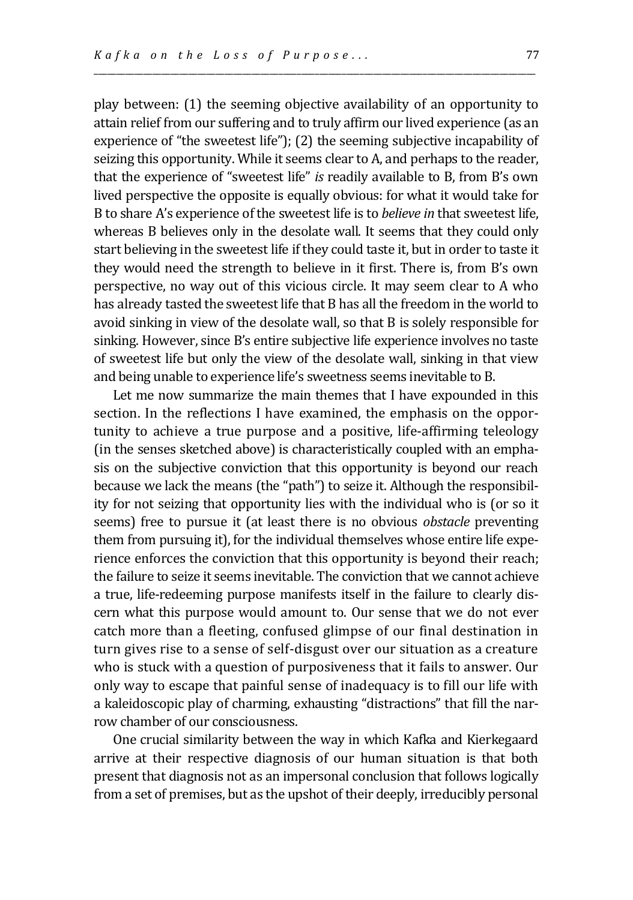play between: (1) the seeming objective availability of an opportunity to attain relief from our suffering and to truly affirm our lived experience (as an experience of "the sweetest life"); (2) the seeming subjective incapability of seizing this opportunity. While it seems clear to A, and perhaps to the reader, that the experience of "sweetest life" *is* readily available to B, from B's own lived perspective the opposite is equally obvious: for what it would take for B to share A's experience of the sweetest life is to *believe in* that sweetest life, whereas B believes only in the desolate wall. It seems that they could only start believing in the sweetest life if they could taste it, but in order to taste it they would need the strength to believe in it first. There is, from B's own perspective, no way out of this vicious circle. It may seem clear to A who has already tasted the sweetest life that B has all the freedom in the world to avoid sinking in view of the desolate wall, so that B is solely responsible for sinking. However, since B's entire subjective life experience involves no taste of sweetest life but only the view of the desolate wall, sinking in that view and being unable to experience life's sweetness seems inevitable to B.

Let me now summarize the main themes that I have expounded in this section. In the reflections I have examined, the emphasis on the opportunity to achieve a true purpose and a positive, life-affirming teleology (in the senses sketched above) is characteristically coupled with an emphasis on the subjective conviction that this opportunity is beyond our reach because we lack the means (the "path") to seize it. Although the responsibility for not seizing that opportunity lies with the individual who is (or so it seems) free to pursue it (at least there is no obvious *obstacle* preventing them from pursuing it), for the individual themselves whose entire life experience enforces the conviction that this opportunity is beyond their reach; the failure to seize it seems inevitable. The conviction that we cannot achieve a true, life-redeeming purpose manifests itself in the failure to clearly discern what this purpose would amount to. Our sense that we do not ever catch more than a fleeting, confused glimpse of our final destination in turn gives rise to a sense of self-disgust over our situation as a creature who is stuck with a question of purposiveness that it fails to answer. Our only way to escape that painful sense of inadequacy is to fill our life with a kaleidoscopic play of charming, exhausting "distractions" that fill the narrow chamber of our consciousness.

One crucial similarity between the way in which Kafka and Kierkegaard arrive at their respective diagnosis of our human situation is that both present that diagnosis not as an impersonal conclusion that follows logically from a set of premises, but as the upshot of their deeply, irreducibly personal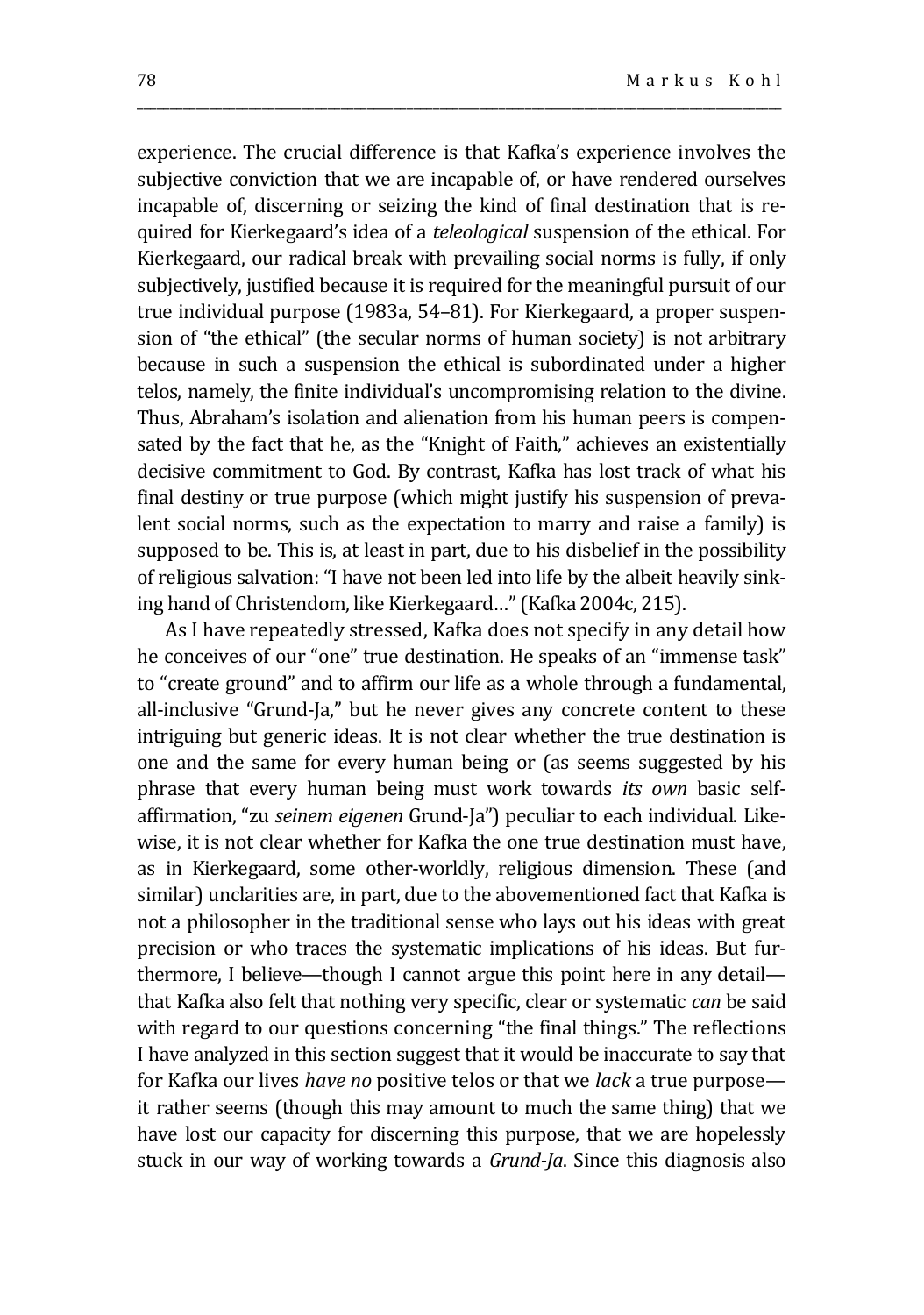experience. The crucial difference is that Kafka's experience involves the subjective conviction that we are incapable of, or have rendered ourselves incapable of, discerning or seizing the kind of final destination that is required for Kierkegaard's idea of a *teleological* suspension of the ethical. For Kierkegaard, our radical break with prevailing social norms is fully, if only subjectively, justified because it is required for the meaningful pursuit of our true individual purpose (1983a, 54–81). For Kierkegaard, a proper suspension of "the ethical" (the secular norms of human society) is not arbitrary because in such a suspension the ethical is subordinated under a higher telos, namely, the finite individual's uncompromising relation to the divine. Thus, Abraham's isolation and alienation from his human peers is compensated by the fact that he, as the "Knight of Faith," achieves an existentially decisive commitment to God. By contrast, Kafka has lost track of what his final destiny or true purpose (which might justify his suspension of prevalent social norms, such as the expectation to marry and raise a family) is supposed to be. This is, at least in part, due to his disbelief in the possibility of religious salvation: "I have not been led into life by the albeit heavily sinking hand of Christendom, like Kierkegaard…" (Kafka 2004c, 215).

As I have repeatedly stressed, Kafka does not specify in any detail how he conceives of our "one" true destination. He speaks of an "immense task" to "create ground" and to affirm our life as a whole through a fundamental, all-inclusive "Grund-Ja," but he never gives any concrete content to these intriguing but generic ideas. It is not clear whether the true destination is one and the same for every human being or (as seems suggested by his phrase that every human being must work towards *its own* basic self-affirmation, "zu *seinem eigenen* Grund-Ja") peculiar to each individual. Likewise, it is not clear whether for Kafka the one true destination must have, as in Kierkegaard, some other-worldly, religious dimension. These (and similar) unclarities are, in part, due to the abovementioned fact that Kafka is not a philosopher in the traditional sense who lays out his ideas with great precision or who traces the systematic implications of his ideas. But furthermore, I believe—though I cannot argue this point here in any detail—that Kafka also felt that nothing very specific, clear or systematic *can* be said with regard to our questions concerning "the final things." The reflections I have analyzed in this section suggest that it would be inaccurate to say that for Kafka our lives *have no* positive telos or that we *lack* a true purpose—it rather seems (though this may amount to much the same thing) that we have lost our capacity for discerning this purpose, that we are hopelessly stuck in our way of working towards a *Grund-Ja*. Since this diagnosis also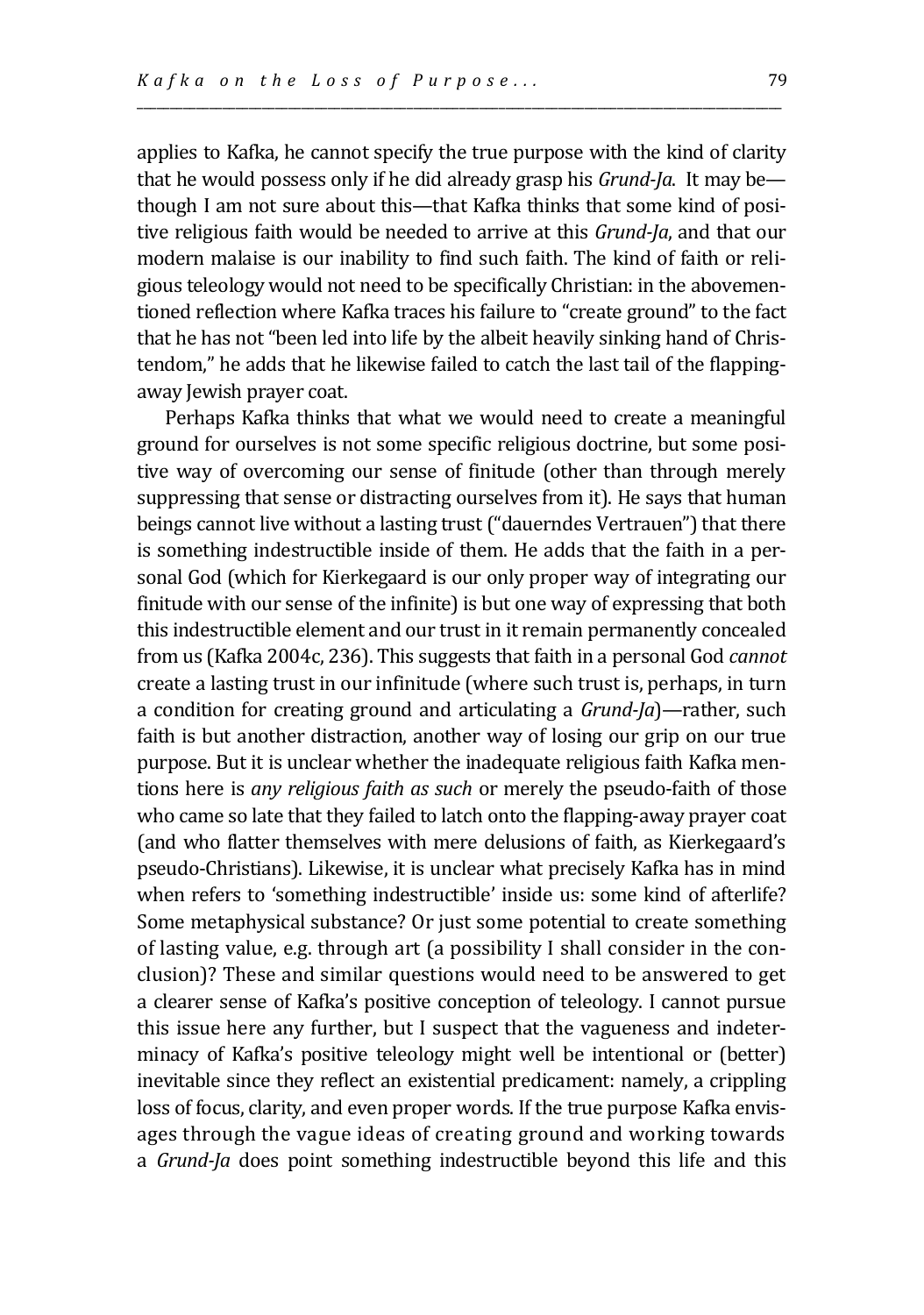applies to Kafka, he cannot specify the true purpose with the kind of clarity that he would possess only if he did already grasp his *Grund-Ja*. It may be—though I am not sure about this—that Kafka thinks that some kind of positive religious faith would be needed to arrive at this *Grund-Ja*, and that our modern malaise is our inability to find such faith. The kind of faith or religious teleology would not need to be specifically Christian: in the abovementioned reflection where Kafka traces his failure to "create ground" to the fact that he has not "been led into life by the albeit heavily sinking hand of Christendom," he adds that he likewise failed to catch the last tail of the flapping-away Jewish prayer coat.

Perhaps Kafka thinks that what we would need to create a meaningful ground for ourselves is not some specific religious doctrine, but some positive way of overcoming our sense of finitude (other than through merely suppressing that sense or distracting ourselves from it). He says that human beings cannot live without a lasting trust ("dauerndes Vertrauen") that there is something indestructible inside of them. He adds that the faith in a personal God (which for Kierkegaard is our only proper way of integrating our finitude with our sense of the infinite) is but one way of expressing that both this indestructible element and our trust in it remain permanently concealed from us (Kafka 2004c, 236). This suggests that faith in a personal God *cannot* create a lasting trust in our infinitude (where such trust is, perhaps, in turn a condition for creating ground and articulating a *Grund-Ja*)—rather, such faith is but another distraction, another way of losing our grip on our true purpose. But it is unclear whether the inadequate religious faith Kafka mentions here is *any religious faith as such* or merely the pseudo-faith of those who came so late that they failed to latch onto the flapping-away prayer coat (and who flatter themselves with mere delusions of faith, as Kierkegaard's pseudo-Christians). Likewise, it is unclear what precisely Kafka has in mind when refers to 'something indestructible' inside us: some kind of afterlife? Some metaphysical substance? Or just some potential to create something of lasting value, e.g. through art (a possibility I shall consider in the conclusion)? These and similar questions would need to be answered to get a clearer sense of Kafka's positive conception of teleology. I cannot pursue this issue here any further, but I suspect that the vagueness and indeterminacy of Kafka's positive teleology might well be intentional or (better) inevitable since they reflect an existential predicament: namely, a crippling loss of focus, clarity, and even proper words. If the true purpose Kafka envisages through the vague ideas of creating ground and working towards a *Grund-Ja* does point something indestructible beyond this life and this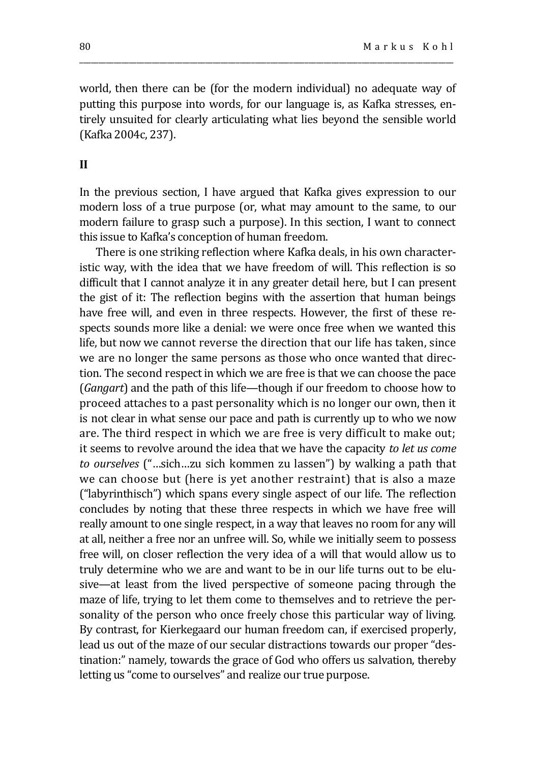world, then there can be (for the modern individual) no adequate way of putting this purpose into words, for our language is, as Kafka stresses, entirely unsuited for clearly articulating what lies beyond the sensible world (Kafka 2004c, 237).

## II

In the previous section, I have argued that Kafka gives expression to our modern loss of a true purpose (or, what may amount to the same, to our modern failure to grasp such a purpose). In this section, I want to connect this issue to Kafka's conception of human freedom.

There is one striking reflection where Kafka deals, in his own characteristic way, with the idea that we have freedom of will. This reflection is so difficult that I cannot analyze it in any greater detail here, but I can present the gist of it: The reflection begins with the assertion that human beings have free will, and even in three respects. However, the first of these respects sounds more like a denial: we were once free when we wanted this life, but now we cannot reverse the direction that our life has taken, since we are no longer the same persons as those who once wanted that direction. The second respect in which we are free is that we can choose the pace (*Gangart*) and the path of this life—though if our freedom to choose how to proceed attaches to a past personality which is no longer our own, then it is not clear in what sense our pace and path is currently up to who we now are. The third respect in which we are free is very difficult to make out; it seems to revolve around the idea that we have the capacity *to let us come to ourselves* ("…sich…zu sich kommen zu lassen") by walking a path that we can choose but (here is yet another restraint) that is also a maze ("labyrinthisch") which spans every single aspect of our life. The reflection concludes by noting that these three respects in which we have free will really amount to one single respect, in a way that leaves no room for any will at all, neither a free nor an unfree will. So, while we initially seem to possess free will, on closer reflection the very idea of a will that would allow us to truly determine who we are and want to be in our life turns out to be elusive—at least from the lived perspective of someone pacing through the maze of life, trying to let them come to themselves and to retrieve the personality of the person who once freely chose this particular way of living. By contrast, for Kierkegaard our human freedom can, if exercised properly, lead us out of the maze of our secular distractions towards our proper "destination:" namely, towards the grace of God who offers us salvation, thereby letting us "come to ourselves" and realize our true purpose.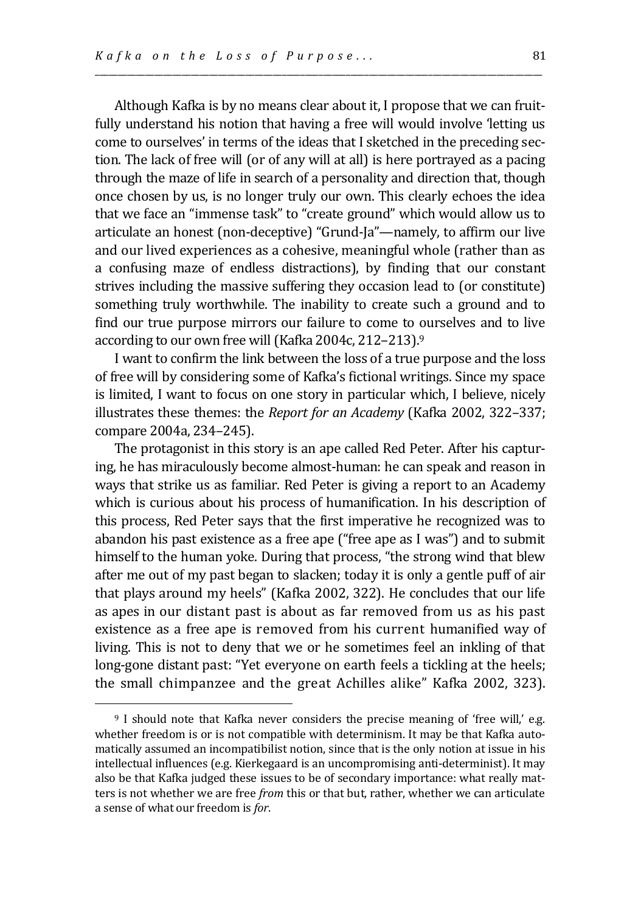Although Kafka is by no means clear about it, I propose that we can fruitfully understand his notion that having a free will would involve 'letting us come to ourselves' in terms of the ideas that I sketched in the preceding section. The lack of free will (or of any will at all) is here portrayed as a pacing through the maze of life in search of a personality and direction that, though once chosen by us, is no longer truly our own. This clearly echoes the idea that we face an "immense task" to "create ground" which would allow us to articulate an honest (non-deceptive) "Grund-Ja"—namely, to affirm our live and our lived experiences as a cohesive, meaningful whole (rather than as a confusing maze of endless distractions), by finding that our constant strives including the massive suffering they occasion lead to (or constitute) something truly worthwhile. The inability to create such a ground and to find our true purpose mirrors our failure to come to ourselves and to live according to our own free will (Kafka 2004c, 212–213).[9]

I want to confirm the link between the loss of a true purpose and the loss of free will by considering some of Kafka's fictional writings. Since my space is limited, I want to focus on one story in particular which, I believe, nicely illustrates these themes: the *Report for an Academy* (Kafka 2002, 322–337; compare 2004a, 234–245).

The protagonist in this story is an ape called Red Peter. After his capturing, he has miraculously become almost-human: he can speak and reason in ways that strike us as familiar. Red Peter is giving a report to an Academy which is curious about his process of humanification. In his description of this process, Red Peter says that the first imperative he recognized was to abandon his past existence as a free ape ("free ape as I was") and to submit himself to the human yoke. During that process, "the strong wind that blew after me out of my past began to slacken; today it is only a gentle puff of air that plays around my heels" (Kafka 2002, 322). He concludes that our life as apes in our distant past is about as far removed from us as his past existence as a free ape is removed from his current humanified way of living. This is not to deny that we or he sometimes feel an inkling of that long-gone distant past: "Yet everyone on earth feels a tickling at the heels; the small chimpanzee and the great Achilles alike" Kafka 2002, 323).

---

[9] I should note that Kafka never considers the precise meaning of 'free will,' e.g. whether freedom is or is not compatible with determinism. It may be that Kafka automatically assumed an incompatibilist notion, since that is the only notion at issue in his intellectual influences (e.g. Kierkegaard is an uncompromising anti-determinist). It may also be that Kafka judged these issues to be of secondary importance: what really matters is not whether we are free *from* this or that but, rather, whether we can articulate a sense of what our freedom is *for*.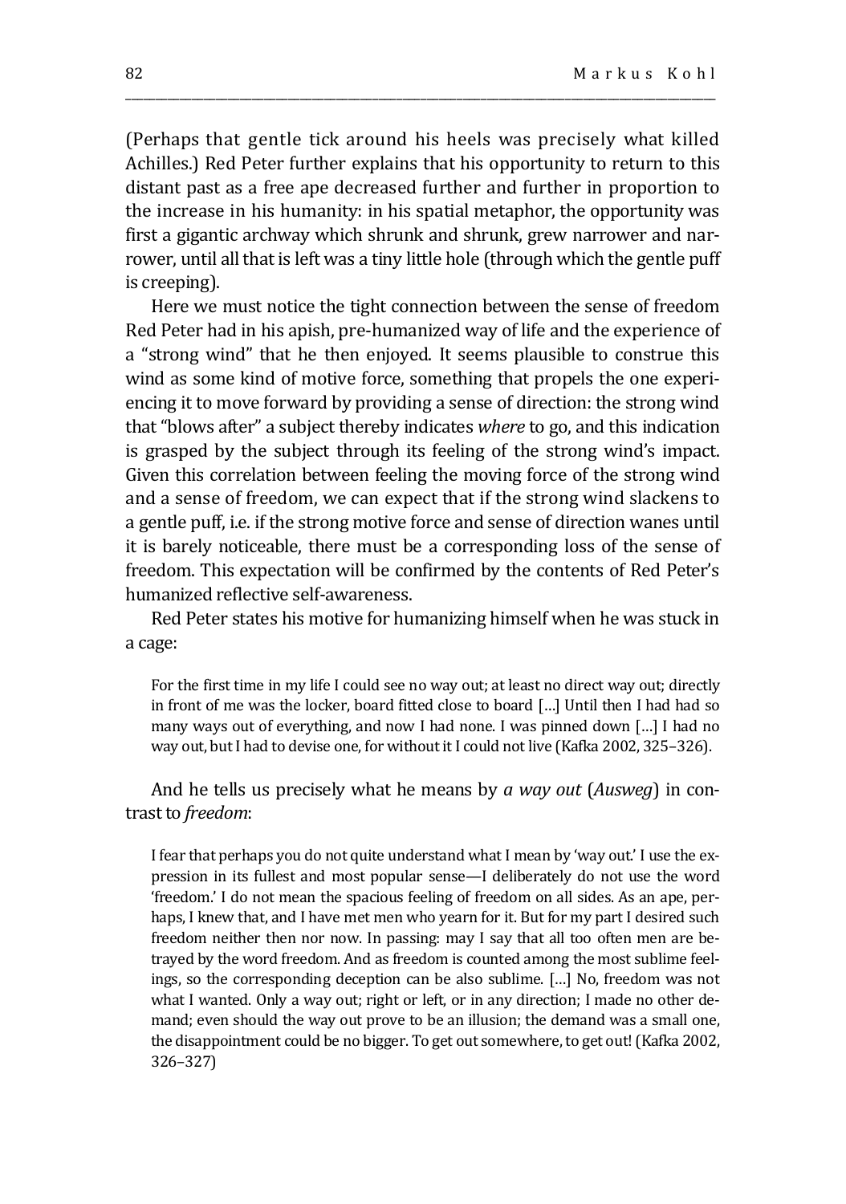(Perhaps that gentle tick around his heels was precisely what killed Achilles.) Red Peter further explains that his opportunity to return to this distant past as a free ape decreased further and further in proportion to the increase in his humanity: in his spatial metaphor, the opportunity was first a gigantic archway which shrunk and shrunk, grew narrower and narrower, until all that is left was a tiny little hole (through which the gentle puff is creeping).

Here we must notice the tight connection between the sense of freedom Red Peter had in his apish, pre-humanized way of life and the experience of a "strong wind" that he then enjoyed. It seems plausible to construe this wind as some kind of motive force, something that propels the one experiencing it to move forward by providing a sense of direction: the strong wind that "blows after" a subject thereby indicates *where* to go, and this indication is grasped by the subject through its feeling of the strong wind's impact. Given this correlation between feeling the moving force of the strong wind and a sense of freedom, we can expect that if the strong wind slackens to a gentle puff, i.e. if the strong motive force and sense of direction wanes until it is barely noticeable, there must be a corresponding loss of the sense of freedom. This expectation will be confirmed by the contents of Red Peter's humanized reflective self-awareness.

Red Peter states his motive for humanizing himself when he was stuck in a cage:

> For the first time in my life I could see no way out; at least no direct way out; directly in front of me was the locker, board fitted close to board […] Until then I had had so many ways out of everything, and now I had none. I was pinned down […] I had no way out, but I had to devise one, for without it I could not live (Kafka 2002, 325–326).

And he tells us precisely what he means by *a way out* (*Ausweg*) in contrast to *freedom*:

> I fear that perhaps you do not quite understand what I mean by 'way out.' I use the expression in its fullest and most popular sense—I deliberately do not use the word 'freedom.' I do not mean the spacious feeling of freedom on all sides. As an ape, perhaps, I knew that, and I have met men who yearn for it. But for my part I desired such freedom neither then nor now. In passing: may I say that all too often men are betrayed by the word freedom. And as freedom is counted among the most sublime feelings, so the corresponding deception can be also sublime. […] No, freedom was not what I wanted. Only a way out; right or left, or in any direction; I made no other demand; even should the way out prove to be an illusion; the demand was a small one, the disappointment could be no bigger. To get out somewhere, to get out! (Kafka 2002, 326–327)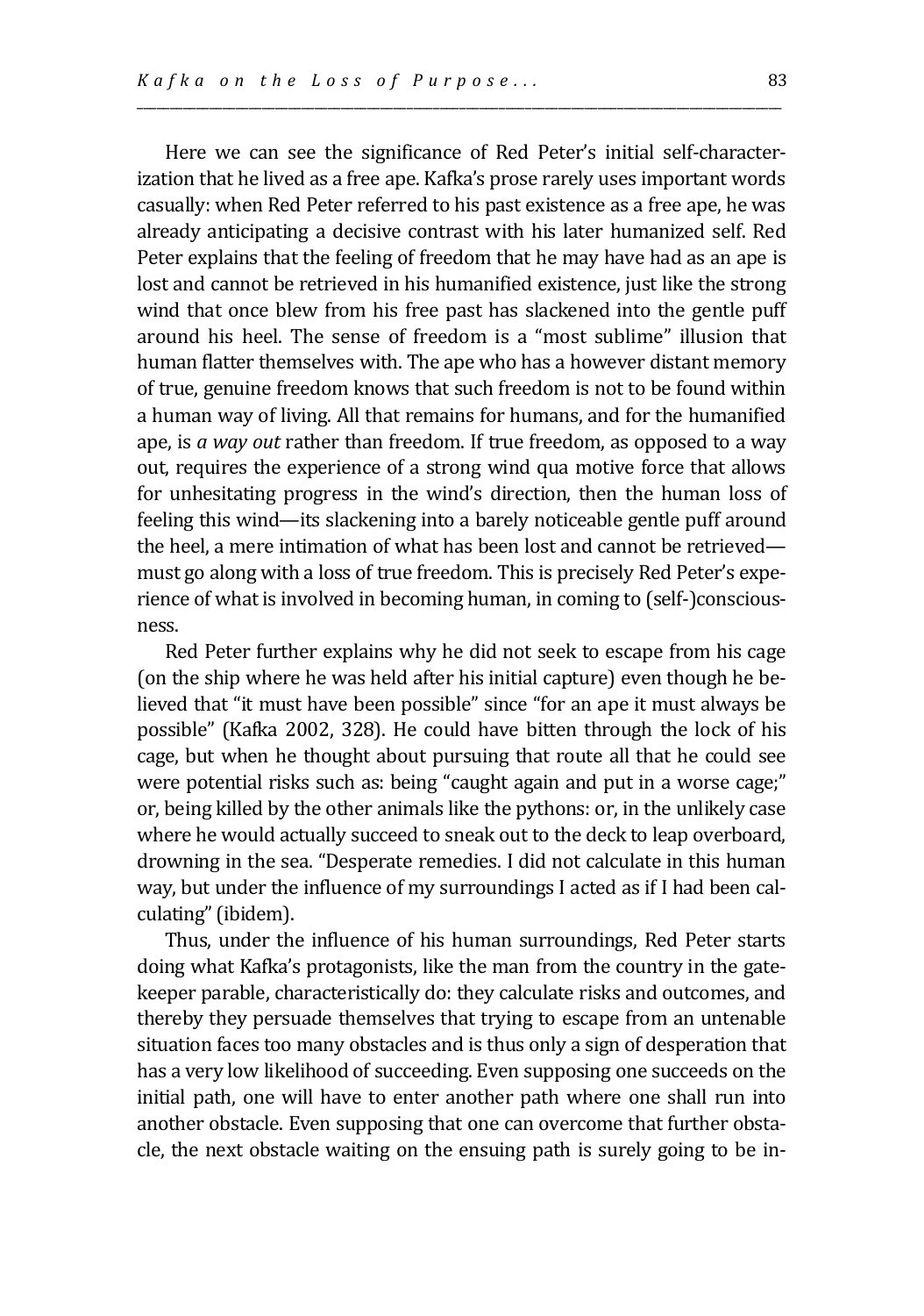Here we can see the significance of Red Peter's initial self-characterization that he lived as a free ape. Kafka's prose rarely uses important words casually: when Red Peter referred to his past existence as a free ape, he was already anticipating a decisive contrast with his later humanized self. Red Peter explains that the feeling of freedom that he may have had as an ape is lost and cannot be retrieved in his humanified existence, just like the strong wind that once blew from his free past has slackened into the gentle puff around his heel. The sense of freedom is a "most sublime" illusion that human flatter themselves with. The ape who has a however distant memory of true, genuine freedom knows that such freedom is not to be found within a human way of living. All that remains for humans, and for the humanified ape, is *a way out* rather than freedom. If true freedom, as opposed to a way out, requires the experience of a strong wind qua motive force that allows for unhesitating progress in the wind's direction, then the human loss of feeling this wind—its slackening into a barely noticeable gentle puff around the heel, a mere intimation of what has been lost and cannot be retrieved—must go along with a loss of true freedom. This is precisely Red Peter's experience of what is involved in becoming human, in coming to (self-)consciousness.

Red Peter further explains why he did not seek to escape from his cage (on the ship where he was held after his initial capture) even though he believed that "it must have been possible" since "for an ape it must always be possible" (Kafka 2002, 328). He could have bitten through the lock of his cage, but when he thought about pursuing that route all that he could see were potential risks such as: being "caught again and put in a worse cage;" or, being killed by the other animals like the pythons: or, in the unlikely case where he would actually succeed to sneak out to the deck to leap overboard, drowning in the sea. "Desperate remedies. I did not calculate in this human way, but under the influence of my surroundings I acted as if I had been calculating" (ibidem).

Thus, under the influence of his human surroundings, Red Peter starts doing what Kafka's protagonists, like the man from the country in the gatekeeper parable, characteristically do: they calculate risks and outcomes, and thereby they persuade themselves that trying to escape from an untenable situation faces too many obstacles and is thus only a sign of desperation that has a very low likelihood of succeeding. Even supposing one succeeds on the initial path, one will have to enter another path where one shall run into another obstacle. Even supposing that one can overcome that further obstacle, the next obstacle waiting on the ensuing path is surely going to be in-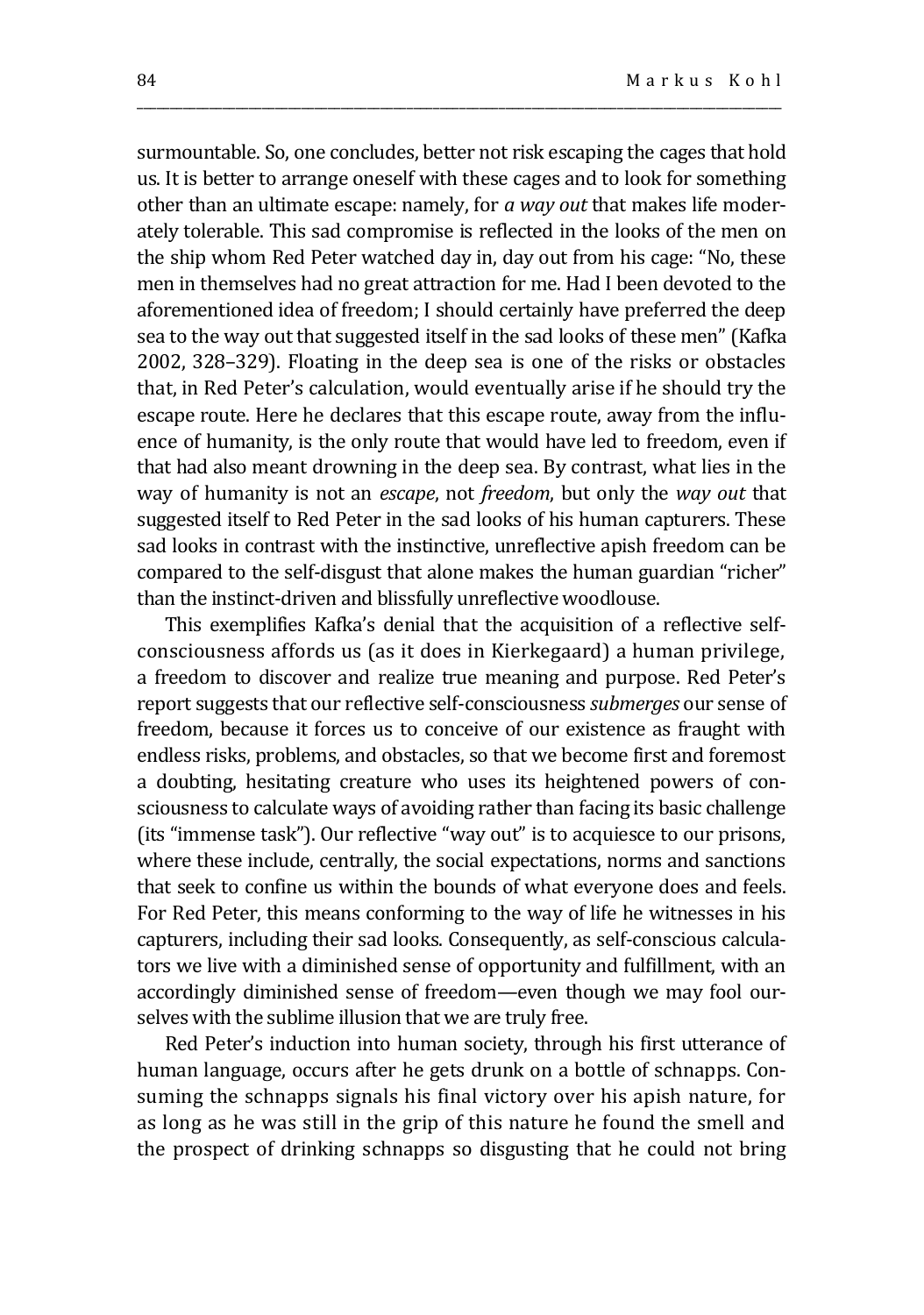surmountable. So, one concludes, better not risk escaping the cages that hold us. It is better to arrange oneself with these cages and to look for something other than an ultimate escape: namely, for *a way out* that makes life moderately tolerable. This sad compromise is reflected in the looks of the men on the ship whom Red Peter watched day in, day out from his cage: "No, these men in themselves had no great attraction for me. Had I been devoted to the aforementioned idea of freedom; I should certainly have preferred the deep sea to the way out that suggested itself in the sad looks of these men" (Kafka 2002, 328–329). Floating in the deep sea is one of the risks or obstacles that, in Red Peter's calculation, would eventually arise if he should try the escape route. Here he declares that this escape route, away from the influence of humanity, is the only route that would have led to freedom, even if that had also meant drowning in the deep sea. By contrast, what lies in the way of humanity is not an *escape*, not *freedom*, but only the *way out* that suggested itself to Red Peter in the sad looks of his human capturers. These sad looks in contrast with the instinctive, unreflective apish freedom can be compared to the self-disgust that alone makes the human guardian "richer" than the instinct-driven and blissfully unreflective woodlouse.

This exemplifies Kafka's denial that the acquisition of a reflective self-consciousness affords us (as it does in Kierkegaard) a human privilege, a freedom to discover and realize true meaning and purpose. Red Peter's report suggests that our reflective self-consciousness *submerges* our sense of freedom, because it forces us to conceive of our existence as fraught with endless risks, problems, and obstacles, so that we become first and foremost a doubting, hesitating creature who uses its heightened powers of consciousness to calculate ways of avoiding rather than facing its basic challenge (its "immense task"). Our reflective "way out" is to acquiesce to our prisons, where these include, centrally, the social expectations, norms and sanctions that seek to confine us within the bounds of what everyone does and feels. For Red Peter, this means conforming to the way of life he witnesses in his capturers, including their sad looks. Consequently, as self-conscious calculators we live with a diminished sense of opportunity and fulfillment, with an accordingly diminished sense of freedom—even though we may fool ourselves with the sublime illusion that we are truly free.

Red Peter's induction into human society, through his first utterance of human language, occurs after he gets drunk on a bottle of schnapps. Consuming the schnapps signals his final victory over his apish nature, for as long as he was still in the grip of this nature he found the smell and the prospect of drinking schnapps so disgusting that he could not bring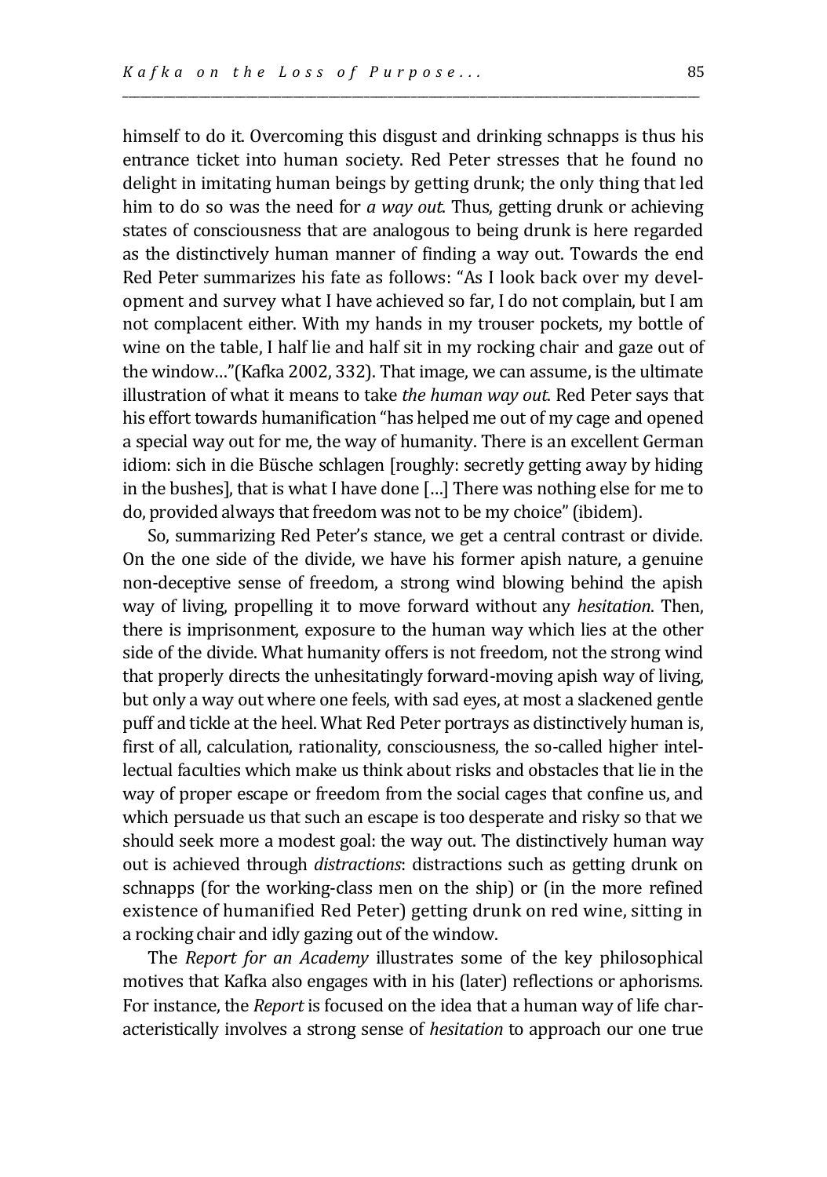himself to do it. Overcoming this disgust and drinking schnapps is thus his entrance ticket into human society. Red Peter stresses that he found no delight in imitating human beings by getting drunk; the only thing that led him to do so was the need for *a way out*. Thus, getting drunk or achieving states of consciousness that are analogous to being drunk is here regarded as the distinctively human manner of finding a way out. Towards the end Red Peter summarizes his fate as follows: "As I look back over my development and survey what I have achieved so far, I do not complain, but I am not complacent either. With my hands in my trouser pockets, my bottle of wine on the table, I half lie and half sit in my rocking chair and gaze out of the window…"(Kafka 2002, 332). That image, we can assume, is the ultimate illustration of what it means to take *the human way out*. Red Peter says that his effort towards humanification "has helped me out of my cage and opened a special way out for me, the way of humanity. There is an excellent German idiom: sich in die Büsche schlagen [roughly: secretly getting away by hiding in the bushes], that is what I have done […] There was nothing else for me to do, provided always that freedom was not to be my choice" (ibidem).

So, summarizing Red Peter's stance, we get a central contrast or divide. On the one side of the divide, we have his former apish nature, a genuine non-deceptive sense of freedom, a strong wind blowing behind the apish way of living, propelling it to move forward without any *hesitation*. Then, there is imprisonment, exposure to the human way which lies at the other side of the divide. What humanity offers is not freedom, not the strong wind that properly directs the unhesitatingly forward-moving apish way of living, but only a way out where one feels, with sad eyes, at most a slackened gentle puff and tickle at the heel. What Red Peter portrays as distinctively human is, first of all, calculation, rationality, consciousness, the so-called higher intellectual faculties which make us think about risks and obstacles that lie in the way of proper escape or freedom from the social cages that confine us, and which persuade us that such an escape is too desperate and risky so that we should seek more a modest goal: the way out. The distinctively human way out is achieved through *distractions*: distractions such as getting drunk on schnapps (for the working-class men on the ship) or (in the more refined existence of humanified Red Peter) getting drunk on red wine, sitting in a rocking chair and idly gazing out of the window.

The *Report for an Academy* illustrates some of the key philosophical motives that Kafka also engages with in his (later) reflections or aphorisms. For instance, the *Report* is focused on the idea that a human way of life characteristically involves a strong sense of *hesitation* to approach our one true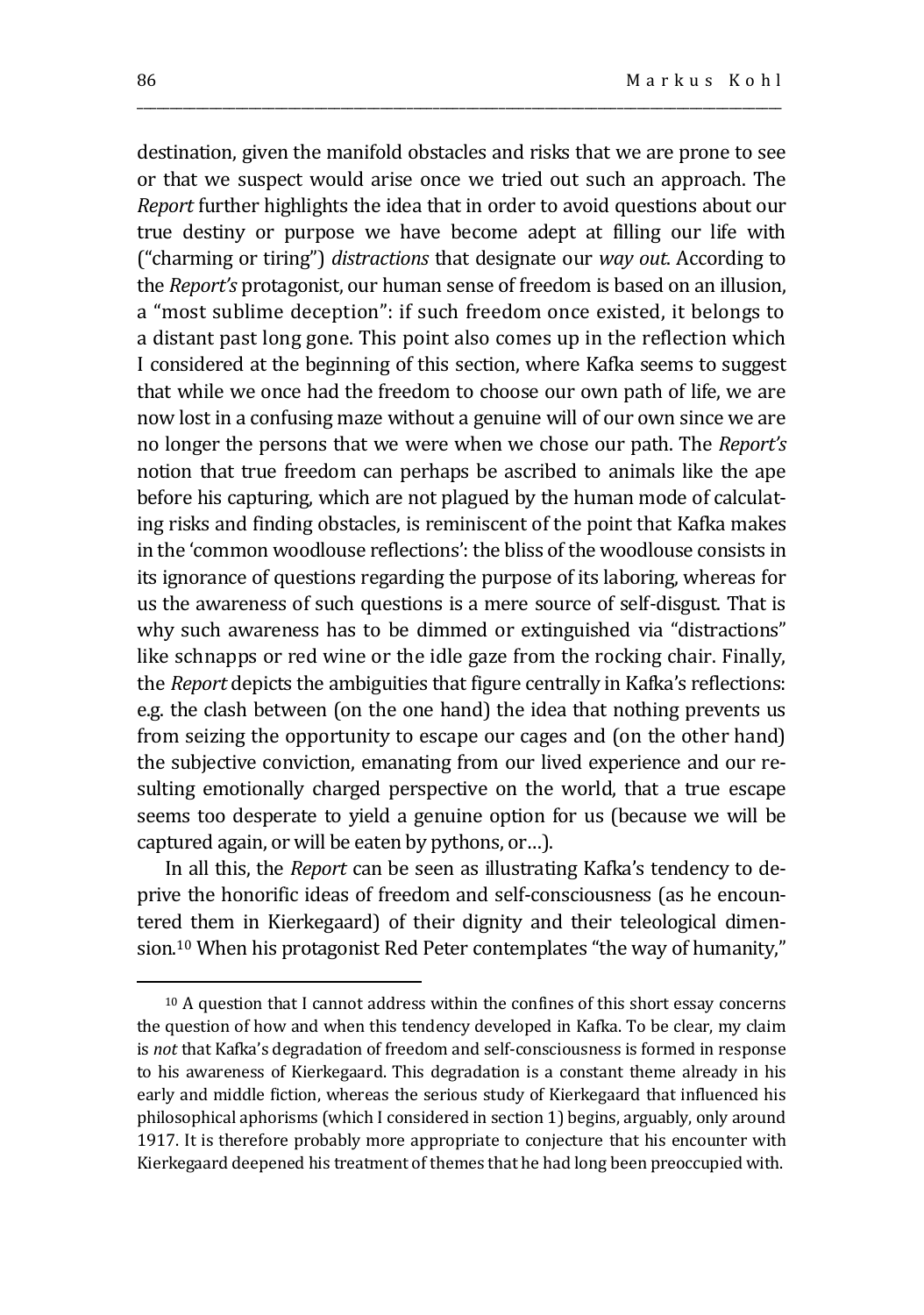destination, given the manifold obstacles and risks that we are prone to see or that we suspect would arise once we tried out such an approach. The *Report* further highlights the idea that in order to avoid questions about our true destiny or purpose we have become adept at filling our life with ("charming or tiring") *distractions* that designate our *way out*. According to the *Report's* protagonist, our human sense of freedom is based on an illusion, a "most sublime deception": if such freedom once existed, it belongs to a distant past long gone. This point also comes up in the reflection which I considered at the beginning of this section, where Kafka seems to suggest that while we once had the freedom to choose our own path of life, we are now lost in a confusing maze without a genuine will of our own since we are no longer the persons that we were when we chose our path. The *Report's* notion that true freedom can perhaps be ascribed to animals like the ape before his capturing, which are not plagued by the human mode of calculating risks and finding obstacles, is reminiscent of the point that Kafka makes in the 'common woodlouse reflections': the bliss of the woodlouse consists in its ignorance of questions regarding the purpose of its laboring, whereas for us the awareness of such questions is a mere source of self-disgust. That is why such awareness has to be dimmed or extinguished via "distractions" like schnapps or red wine or the idle gaze from the rocking chair. Finally, the *Report* depicts the ambiguities that figure centrally in Kafka's reflections: e.g. the clash between (on the one hand) the idea that nothing prevents us from seizing the opportunity to escape our cages and (on the other hand) the subjective conviction, emanating from our lived experience and our resulting emotionally charged perspective on the world, that a true escape seems too desperate to yield a genuine option for us (because we will be captured again, or will be eaten by pythons, or…).

In all this, the *Report* can be seen as illustrating Kafka's tendency to deprive the honorific ideas of freedom and self-consciousness (as he encountered them in Kierkegaard) of their dignity and their teleological dimension.[10] When his protagonist Red Peter contemplates "the way of humanity,"

[10] A question that I cannot address within the confines of this short essay concerns the question of how and when this tendency developed in Kafka. To be clear, my claim is *not* that Kafka's degradation of freedom and self-consciousness is formed in response to his awareness of Kierkegaard. This degradation is a constant theme already in his early and middle fiction, whereas the serious study of Kierkegaard that influenced his philosophical aphorisms (which I considered in section 1) begins, arguably, only around 1917. It is therefore probably more appropriate to conjecture that his encounter with Kierkegaard deepened his treatment of themes that he had long been preoccupied with.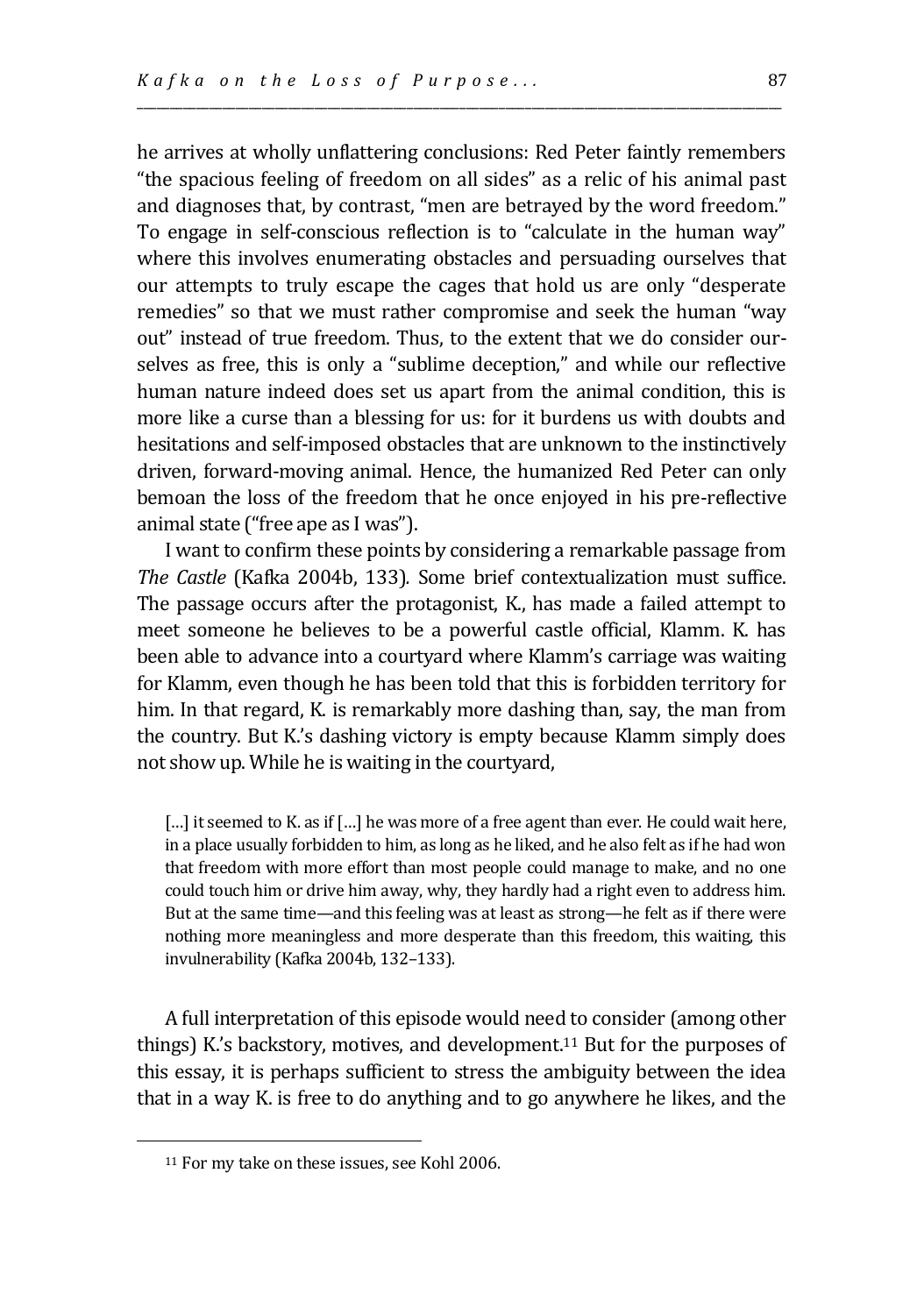he arrives at wholly unflattering conclusions: Red Peter faintly remembers "the spacious feeling of freedom on all sides" as a relic of his animal past and diagnoses that, by contrast, "men are betrayed by the word freedom." To engage in self-conscious reflection is to "calculate in the human way" where this involves enumerating obstacles and persuading ourselves that our attempts to truly escape the cages that hold us are only "desperate remedies" so that we must rather compromise and seek the human "way out" instead of true freedom. Thus, to the extent that we do consider ourselves as free, this is only a "sublime deception," and while our reflective human nature indeed does set us apart from the animal condition, this is more like a curse than a blessing for us: for it burdens us with doubts and hesitations and self-imposed obstacles that are unknown to the instinctively driven, forward-moving animal. Hence, the humanized Red Peter can only bemoan the loss of the freedom that he once enjoyed in his pre-reflective animal state ("free ape as I was").

I want to confirm these points by considering a remarkable passage from *The Castle* (Kafka 2004b, 133). Some brief contextualization must suffice. The passage occurs after the protagonist, K., has made a failed attempt to meet someone he believes to be a powerful castle official, Klamm. K. has been able to advance into a courtyard where Klamm's carriage was waiting for Klamm, even though he has been told that this is forbidden territory for him. In that regard, K. is remarkably more dashing than, say, the man from the country. But K.'s dashing victory is empty because Klamm simply does not show up. While he is waiting in the courtyard,

> […] it seemed to K. as if […] he was more of a free agent than ever. He could wait here, in a place usually forbidden to him, as long as he liked, and he also felt as if he had won that freedom with more effort than most people could manage to make, and no one could touch him or drive him away, why, they hardly had a right even to address him. But at the same time—and this feeling was at least as strong—he felt as if there were nothing more meaningless and more desperate than this freedom, this waiting, this invulnerability (Kafka 2004b, 132–133).

A full interpretation of this episode would need to consider (among other things) K.'s backstory, motives, and development.[11] But for the purposes of this essay, it is perhaps sufficient to stress the ambiguity between the idea that in a way K. is free to do anything and to go anywhere he likes, and the

---

[11] For my take on these issues, see Kohl 2006.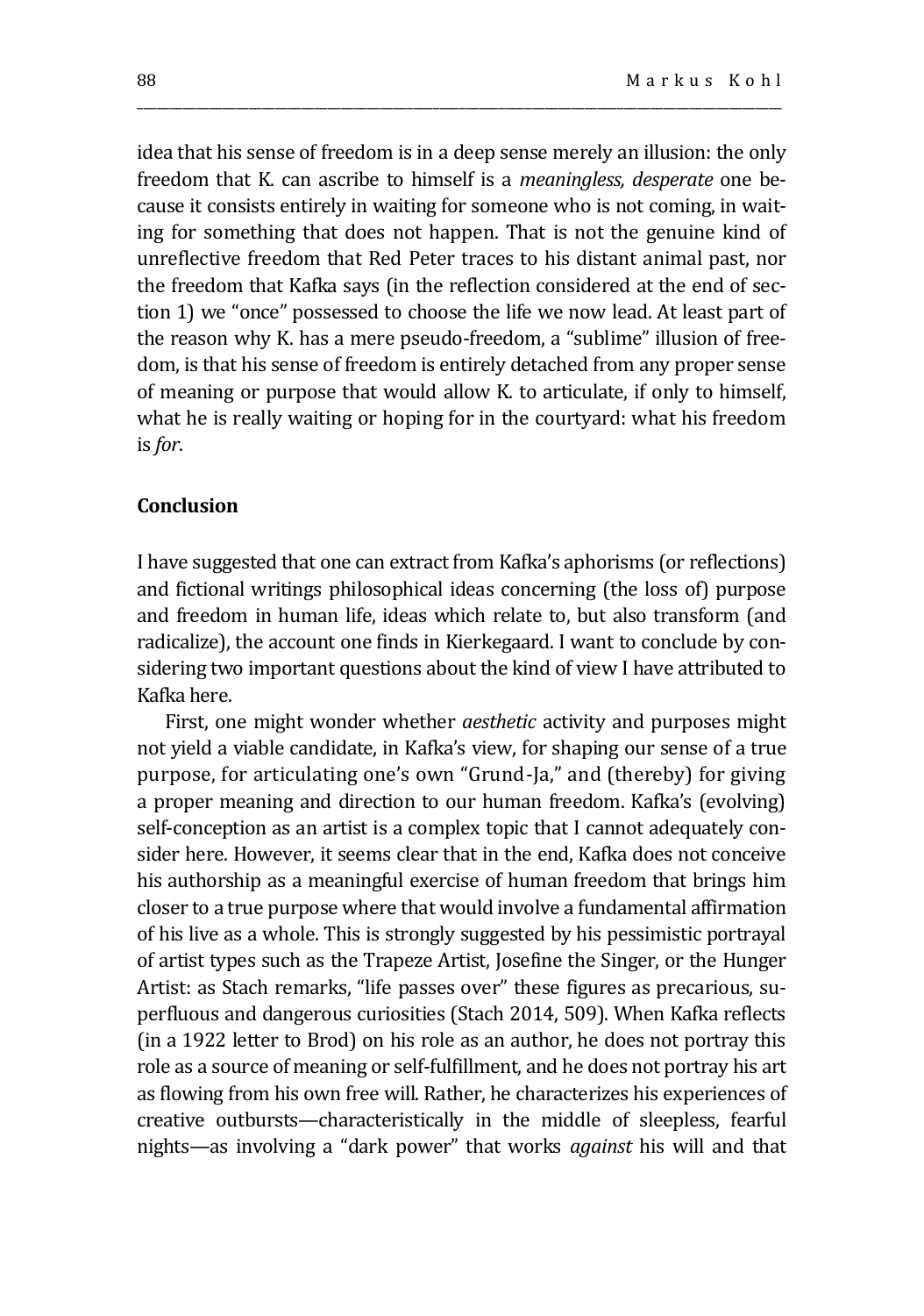idea that his sense of freedom is in a deep sense merely an illusion: the only freedom that K. can ascribe to himself is a *meaningless, desperate* one because it consists entirely in waiting for someone who is not coming, in waiting for something that does not happen. That is not the genuine kind of unreflective freedom that Red Peter traces to his distant animal past, nor the freedom that Kafka says (in the reflection considered at the end of section 1) we "once" possessed to choose the life we now lead. At least part of the reason why K. has a mere pseudo-freedom, a "sublime" illusion of freedom, is that his sense of freedom is entirely detached from any proper sense of meaning or purpose that would allow K. to articulate, if only to himself, what he is really waiting or hoping for in the courtyard: what his freedom is *for*.

## Conclusion

I have suggested that one can extract from Kafka's aphorisms (or reflections) and fictional writings philosophical ideas concerning (the loss of) purpose and freedom in human life, ideas which relate to, but also transform (and radicalize), the account one finds in Kierkegaard. I want to conclude by considering two important questions about the kind of view I have attributed to Kafka here.

First, one might wonder whether *aesthetic* activity and purposes might not yield a viable candidate, in Kafka's view, for shaping our sense of a true purpose, for articulating one's own "Grund-Ja," and (thereby) for giving a proper meaning and direction to our human freedom. Kafka's (evolving) self-conception as an artist is a complex topic that I cannot adequately consider here. However, it seems clear that in the end, Kafka does not conceive his authorship as a meaningful exercise of human freedom that brings him closer to a true purpose where that would involve a fundamental affirmation of his live as a whole. This is strongly suggested by his pessimistic portrayal of artist types such as the Trapeze Artist, Josefine the Singer, or the Hunger Artist: as Stach remarks, "life passes over" these figures as precarious, superfluous and dangerous curiosities (Stach 2014, 509). When Kafka reflects (in a 1922 letter to Brod) on his role as an author, he does not portray this role as a source of meaning or self-fulfillment, and he does not portray his art as flowing from his own free will. Rather, he characterizes his experiences of creative outbursts—characteristically in the middle of sleepless, fearful nights—as involving a "dark power" that works *against* his will and that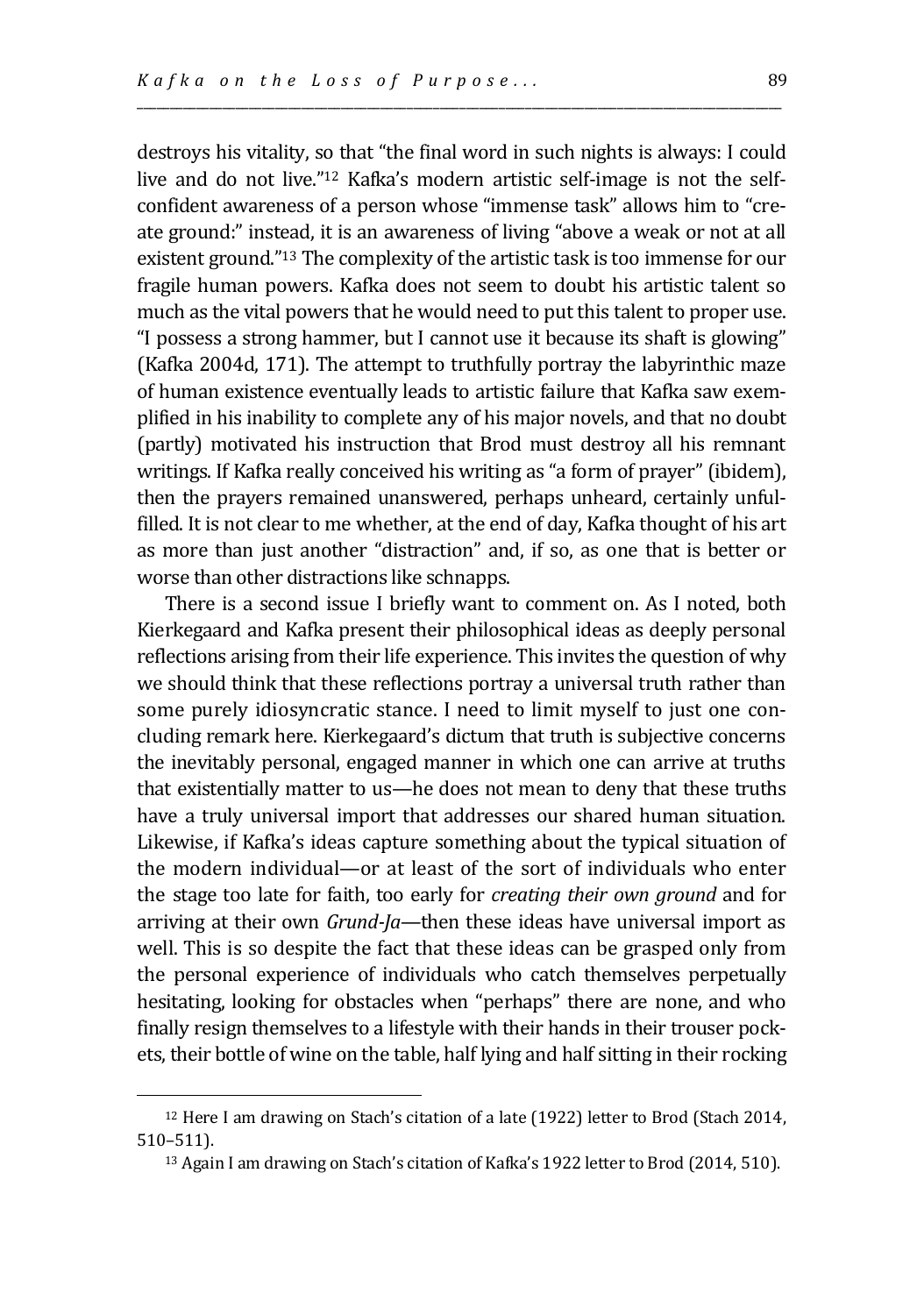destroys his vitality, so that "the final word in such nights is always: I could live and do not live."[12] Kafka's modern artistic self-image is not the self-confident awareness of a person whose "immense task" allows him to "create ground:" instead, it is an awareness of living "above a weak or not at all existent ground."[13] The complexity of the artistic task is too immense for our fragile human powers. Kafka does not seem to doubt his artistic talent so much as the vital powers that he would need to put this talent to proper use. "I possess a strong hammer, but I cannot use it because its shaft is glowing" (Kafka 2004d, 171). The attempt to truthfully portray the labyrinthic maze of human existence eventually leads to artistic failure that Kafka saw exemplified in his inability to complete any of his major novels, and that no doubt (partly) motivated his instruction that Brod must destroy all his remnant writings. If Kafka really conceived his writing as "a form of prayer" (ibidem), then the prayers remained unanswered, perhaps unheard, certainly unfulfilled. It is not clear to me whether, at the end of day, Kafka thought of his art as more than just another "distraction" and, if so, as one that is better or worse than other distractions like schnapps.

There is a second issue I briefly want to comment on. As I noted, both Kierkegaard and Kafka present their philosophical ideas as deeply personal reflections arising from their life experience. This invites the question of why we should think that these reflections portray a universal truth rather than some purely idiosyncratic stance. I need to limit myself to just one concluding remark here. Kierkegaard's dictum that truth is subjective concerns the inevitably personal, engaged manner in which one can arrive at truths that existentially matter to us—he does not mean to deny that these truths have a truly universal import that addresses our shared human situation. Likewise, if Kafka's ideas capture something about the typical situation of the modern individual—or at least of the sort of individuals who enter the stage too late for faith, too early for *creating their own ground* and for arriving at their own *Grund-Ja*—then these ideas have universal import as well. This is so despite the fact that these ideas can be grasped only from the personal experience of individuals who catch themselves perpetually hesitating, looking for obstacles when "perhaps" there are none, and who finally resign themselves to a lifestyle with their hands in their trouser pockets, their bottle of wine on the table, half lying and half sitting in their rocking

---

[12] Here I am drawing on Stach's citation of a late (1922) letter to Brod (Stach 2014, 510–511).

[13] Again I am drawing on Stach's citation of Kafka's 1922 letter to Brod (2014, 510).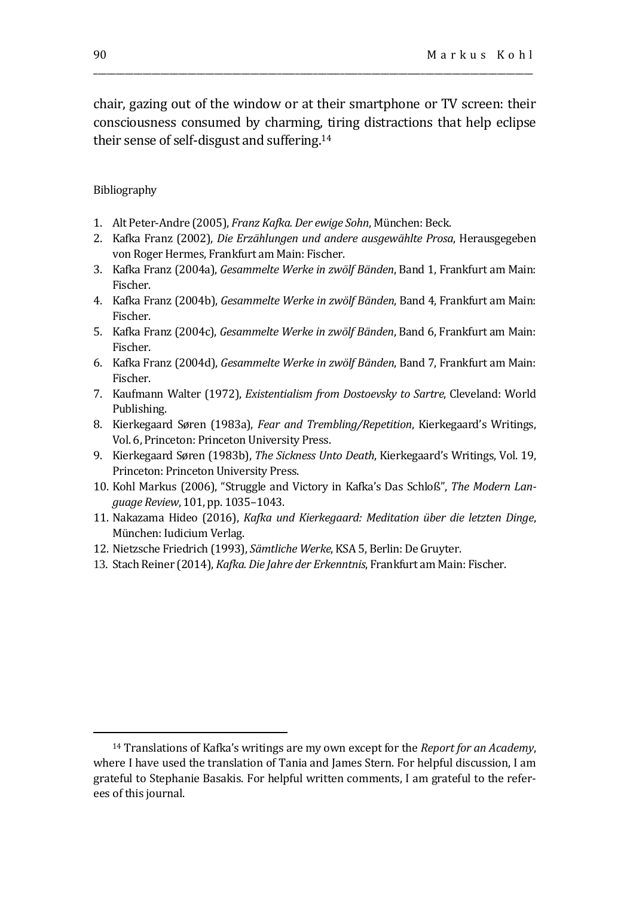chair, gazing out of the window or at their smartphone or TV screen: their consciousness consumed by charming, tiring distractions that help eclipse their sense of self-disgust and suffering.[14]

Bibliography

1. Alt Peter-Andre (2005), *Franz Kafka. Der ewige Sohn*, München: Beck.
2. Kafka Franz (2002), *Die Erzählungen und andere ausgewählte Prosa*, Herausgegeben von Roger Hermes, Frankfurt am Main: Fischer.
3. Kafka Franz (2004a), *Gesammelte Werke in zwölf Bänden*, Band 1, Frankfurt am Main: Fischer.
4. Kafka Franz (2004b), *Gesammelte Werke in zwölf Bänden*, Band 4, Frankfurt am Main: Fischer.
5. Kafka Franz (2004c), *Gesammelte Werke in zwölf Bänden*, Band 6, Frankfurt am Main: Fischer.
6. Kafka Franz (2004d), *Gesammelte Werke in zwölf Bänden*, Band 7, Frankfurt am Main: Fischer.
7. Kaufmann Walter (1972), *Existentialism from Dostoevsky to Sartre*, Cleveland: World Publishing.
8. Kierkegaard Søren (1983a), *Fear and Trembling/Repetition*, Kierkegaard's Writings, Vol. 6, Princeton: Princeton University Press.
9. Kierkegaard Søren (1983b), *The Sickness Unto Death*, Kierkegaard's Writings, Vol. 19, Princeton: Princeton University Press.
10. Kohl Markus (2006), "Struggle and Victory in Kafka's Das Schloß", *The Modern Language Review*, 101, pp. 1035–1043.
11. Nakazama Hideo (2016), *Kafka und Kierkegaard: Meditation über die letzten Dinge*, München: Iudicium Verlag.
12. Nietzsche Friedrich (1993), *Sämtliche Werke*, KSA 5, Berlin: De Gruyter.
13. Stach Reiner (2014), *Kafka. Die Jahre der Erkenntnis*, Frankfurt am Main: Fischer.

[14] Translations of Kafka's writings are my own except for the *Report for an Academy*, where I have used the translation of Tania and James Stern. For helpful discussion, I am grateful to Stephanie Basakis. For helpful written comments, I am grateful to the referees of this journal.